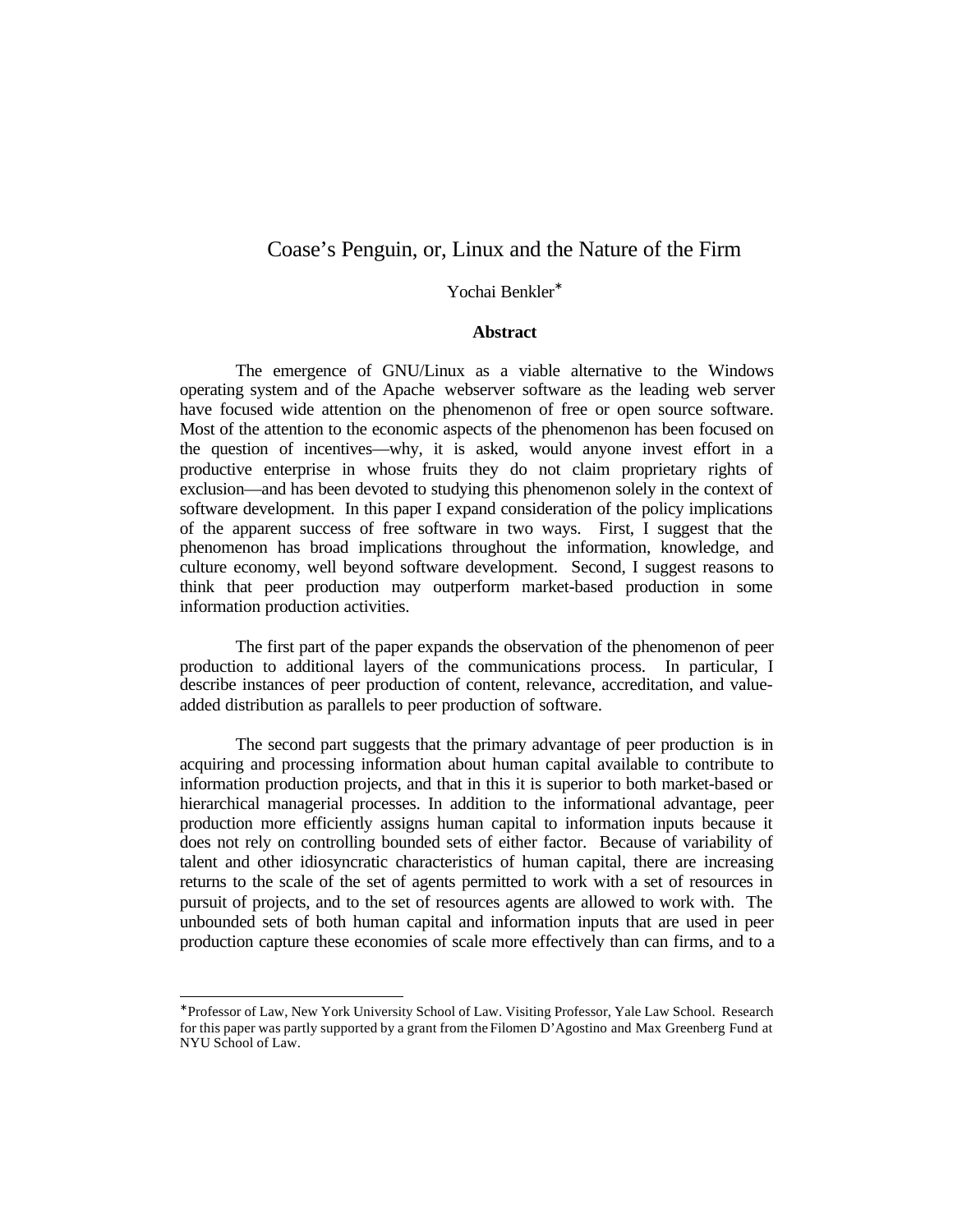# Coase's Penguin, or, Linux and the Nature of the Firm

Yochai Benkler*

### Abstract

The emergence of GNU/Linux as a viable alternative to the Windows operating system and of the Apache webserver software as the leading web server have focused wide attention on the phenomenon of free or open source software. Most of the attention to the economic aspects of the phenomenon has been focused on the question of incentives—why, it is asked, would anyone invest effort in a productive enterprise in whose fruits they do not claim proprietary rights of exclusion—and has been devoted to studying this phenomenon solely in the context of software development. In this paper I expand consideration of the policy implications of the apparent success of free software in two ways. First, I suggest that the phenomenon has broad implications throughout the information, knowledge, and culture economy, well beyond software development. Second, I suggest reasons to think that peer production may outperform market-based production in some information production activities.

The first part of the paper expands the observation of the phenomenon of peer production to additional layers of the communications process. In particular, I describe instances of peer production of content, relevance, accreditation, and value-added distribution as parallels to peer production of software.

The second part suggests that the primary advantage of peer production is in acquiring and processing information about human capital available to contribute to information production projects, and that in this it is superior to both market-based or hierarchical managerial processes. In addition to the informational advantage, peer production more efficiently assigns human capital to information inputs because it does not rely on controlling bounded sets of either factor. Because of variability of talent and other idiosyncratic characteristics of human capital, there are increasing returns to the scale of the set of agents permitted to work with a set of resources in pursuit of projects, and to the set of resources agents are allowed to work with. The unbounded sets of both human capital and information inputs that are used in peer production capture these economies of scale more effectively than can firms, and to a

---

*Professor of Law, New York University School of Law. Visiting Professor, Yale Law School. Research for this paper was partly supported by a grant from the Filomen D'Agostino and Max Greenberg Fund at NYU School of Law.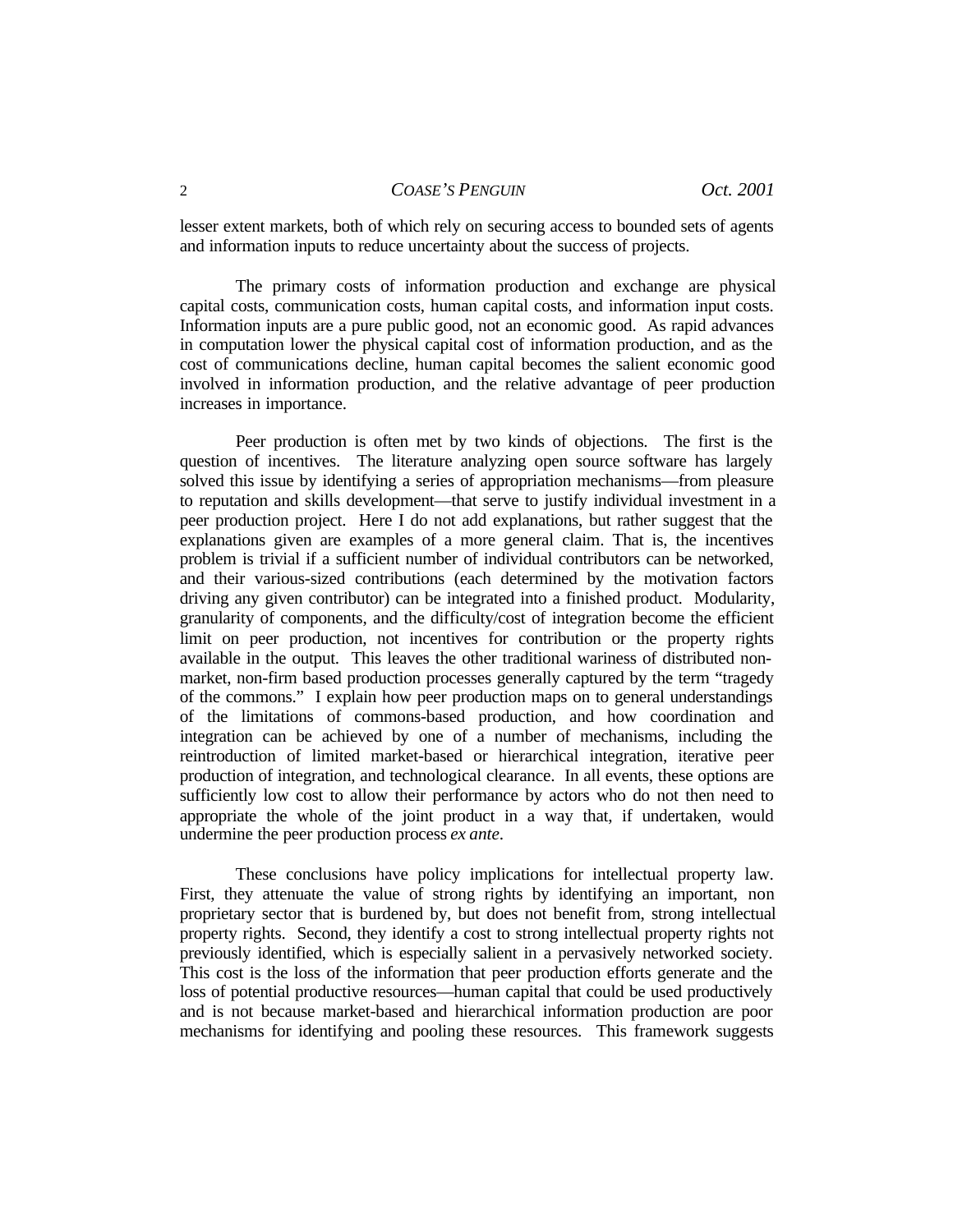lesser extent markets, both of which rely on securing access to bounded sets of agents and information inputs to reduce uncertainty about the success of projects.

The primary costs of information production and exchange are physical capital costs, communication costs, human capital costs, and information input costs. Information inputs are a pure public good, not an economic good. As rapid advances in computation lower the physical capital cost of information production, and as the cost of communications decline, human capital becomes the salient economic good involved in information production, and the relative advantage of peer production increases in importance.

Peer production is often met by two kinds of objections. The first is the question of incentives. The literature analyzing open source software has largely solved this issue by identifying a series of appropriation mechanisms—from pleasure to reputation and skills development—that serve to justify individual investment in a peer production project. Here I do not add explanations, but rather suggest that the explanations given are examples of a more general claim. That is, the incentives problem is trivial if a sufficient number of individual contributors can be networked, and their various-sized contributions (each determined by the motivation factors driving any given contributor) can be integrated into a finished product. Modularity, granularity of components, and the difficulty/cost of integration become the efficient limit on peer production, not incentives for contribution or the property rights available in the output. This leaves the other traditional wariness of distributed non-market, non-firm based production processes generally captured by the term "tragedy of the commons." I explain how peer production maps on to general understandings of the limitations of commons-based production, and how coordination and integration can be achieved by one of a number of mechanisms, including the reintroduction of limited market-based or hierarchical integration, iterative peer production of integration, and technological clearance. In all events, these options are sufficiently low cost to allow their performance by actors who do not then need to appropriate the whole of the joint product in a way that, if undertaken, would undermine the peer production process *ex ante*.

These conclusions have policy implications for intellectual property law. First, they attenuate the value of strong rights by identifying an important, non proprietary sector that is burdened by, but does not benefit from, strong intellectual property rights. Second, they identify a cost to strong intellectual property rights not previously identified, which is especially salient in a pervasively networked society. This cost is the loss of the information that peer production efforts generate and the loss of potential productive resources—human capital that could be used productively and is not because market-based and hierarchical information production are poor mechanisms for identifying and pooling these resources. This framework suggests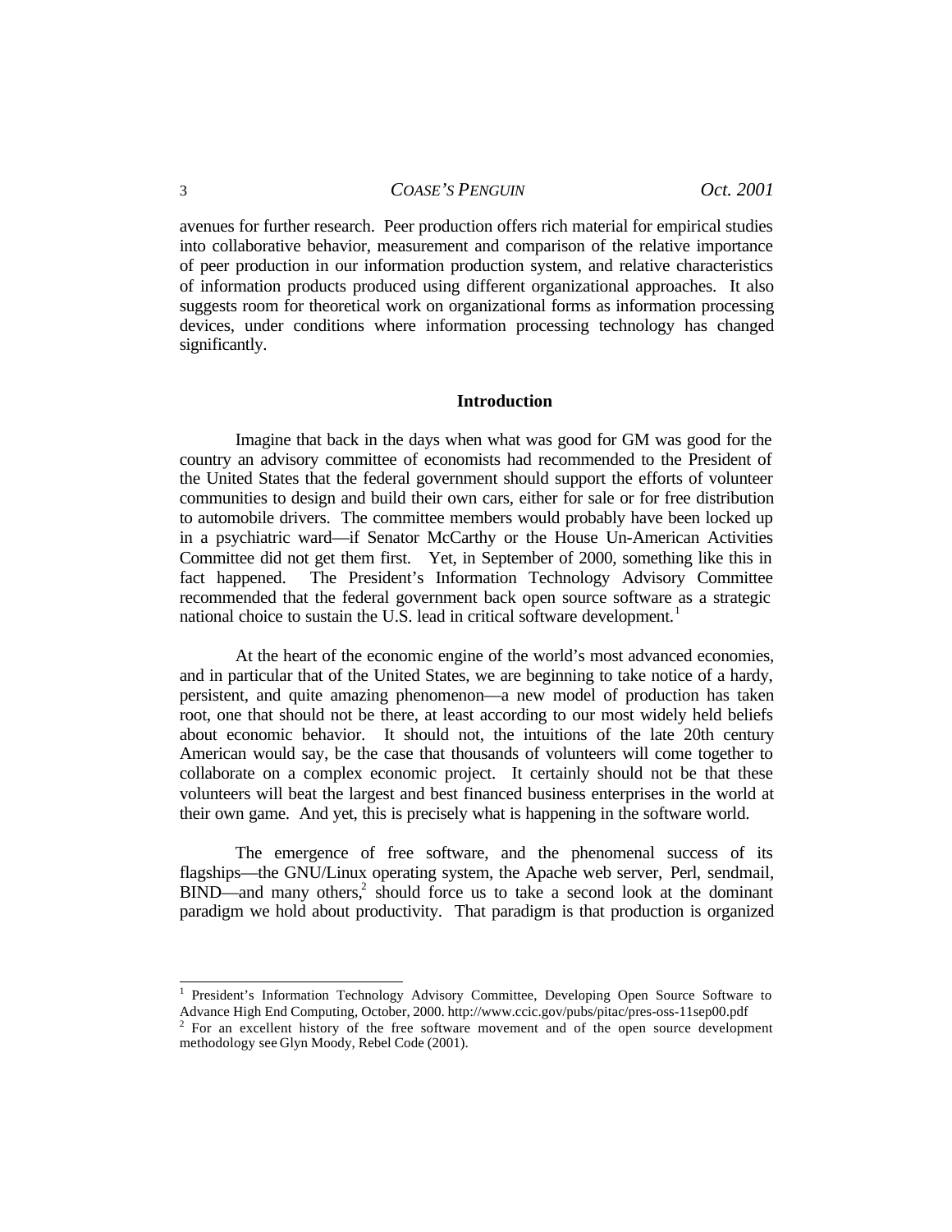avenues for further research. Peer production offers rich material for empirical studies into collaborative behavior, measurement and comparison of the relative importance of peer production in our information production system, and relative characteristics of information products produced using different organizational approaches. It also suggests room for theoretical work on organizational forms as information processing devices, under conditions where information processing technology has changed significantly.

## Introduction

Imagine that back in the days when what was good for GM was good for the country an advisory committee of economists had recommended to the President of the United States that the federal government should support the efforts of volunteer communities to design and build their own cars, either for sale or for free distribution to automobile drivers. The committee members would probably have been locked up in a psychiatric ward—if Senator McCarthy or the House Un-American Activities Committee did not get them first. Yet, in September of 2000, something like this in fact happened. The President's Information Technology Advisory Committee recommended that the federal government back open source software as a strategic national choice to sustain the U.S. lead in critical software development.[1]

At the heart of the economic engine of the world's most advanced economies, and in particular that of the United States, we are beginning to take notice of a hardy, persistent, and quite amazing phenomenon—a new model of production has taken root, one that should not be there, at least according to our most widely held beliefs about economic behavior. It should not, the intuitions of the late 20th century American would say, be the case that thousands of volunteers will come together to collaborate on a complex economic project. It certainly should not be that these volunteers will beat the largest and best financed business enterprises in the world at their own game. And yet, this is precisely what is happening in the software world.

The emergence of free software, and the phenomenal success of its flagships—the GNU/Linux operating system, the Apache web server, Perl, sendmail, BIND—and many others,[2] should force us to take a second look at the dominant paradigm we hold about productivity. That paradigm is that production is organized

---

[1] President's Information Technology Advisory Committee, Developing Open Source Software to Advance High End Computing, October, 2000. http://www.ccic.gov/pubs/pitac/pres-oss-11sep00.pdf

[2] For an excellent history of the free software movement and of the open source development methodology see Glyn Moody, Rebel Code (2001).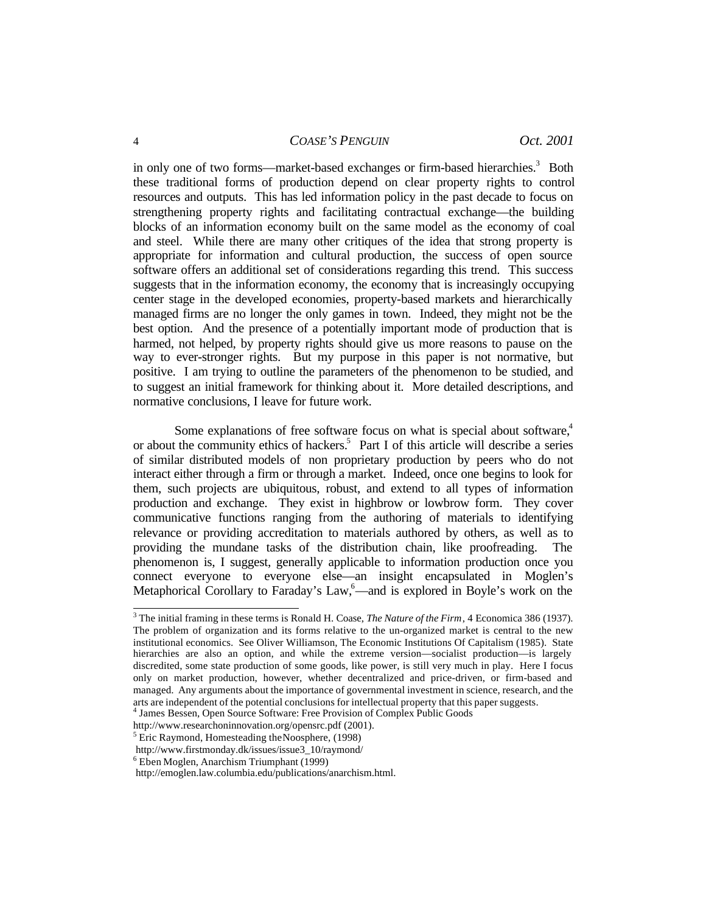in only one of two forms—market-based exchanges or firm-based hierarchies.[3] Both these traditional forms of production depend on clear property rights to control resources and outputs. This has led information policy in the past decade to focus on strengthening property rights and facilitating contractual exchange—the building blocks of an information economy built on the same model as the economy of coal and steel. While there are many other critiques of the idea that strong property is appropriate for information and cultural production, the success of open source software offers an additional set of considerations regarding this trend. This success suggests that in the information economy, the economy that is increasingly occupying center stage in the developed economies, property-based markets and hierarchically managed firms are no longer the only games in town. Indeed, they might not be the best option. And the presence of a potentially important mode of production that is harmed, not helped, by property rights should give us more reasons to pause on the way to ever-stronger rights. But my purpose in this paper is not normative, but positive. I am trying to outline the parameters of the phenomenon to be studied, and to suggest an initial framework for thinking about it. More detailed descriptions, and normative conclusions, I leave for future work.

Some explanations of free software focus on what is special about software,[4] or about the community ethics of hackers.[5] Part I of this article will describe a series of similar distributed models of non proprietary production by peers who do not interact either through a firm or through a market. Indeed, once one begins to look for them, such projects are ubiquitous, robust, and extend to all types of information production and exchange. They exist in highbrow or lowbrow form. They cover communicative functions ranging from the authoring of materials to identifying relevance or providing accreditation to materials authored by others, as well as to providing the mundane tasks of the distribution chain, like proofreading. The phenomenon is, I suggest, generally applicable to information production once you connect everyone to everyone else—an insight encapsulated in Moglen's Metaphorical Corollary to Faraday's Law,[6]—and is explored in Boyle's work on the

---

[3] The initial framing in these terms is Ronald H. Coase, *The Nature of the Firm*, 4 Economica 386 (1937). The problem of organization and its forms relative to the un-organized market is central to the new institutional economics. See Oliver Williamson, The Economic Institutions Of Capitalism (1985). State hierarchies are also an option, and while the extreme version—socialist production—is largely discredited, some state production of some goods, like power, is still very much in play. Here I focus only on market production, however, whether decentralized and price-driven, or firm-based and managed. Any arguments about the importance of governmental investment in science, research, and the arts are independent of the potential conclusions for intellectual property that this paper suggests.

[4] James Bessen, Open Source Software: Free Provision of Complex Public Goods http://www.researchoninnovation.org/opensrc.pdf (2001).

[5] Eric Raymond, Homesteading the Noosphere, (1998) http://www.firstmonday.dk/issues/issue3_10/raymond/

[6] Eben Moglen, Anarchism Triumphant (1999) http://emoglen.law.columbia.edu/publications/anarchism.html.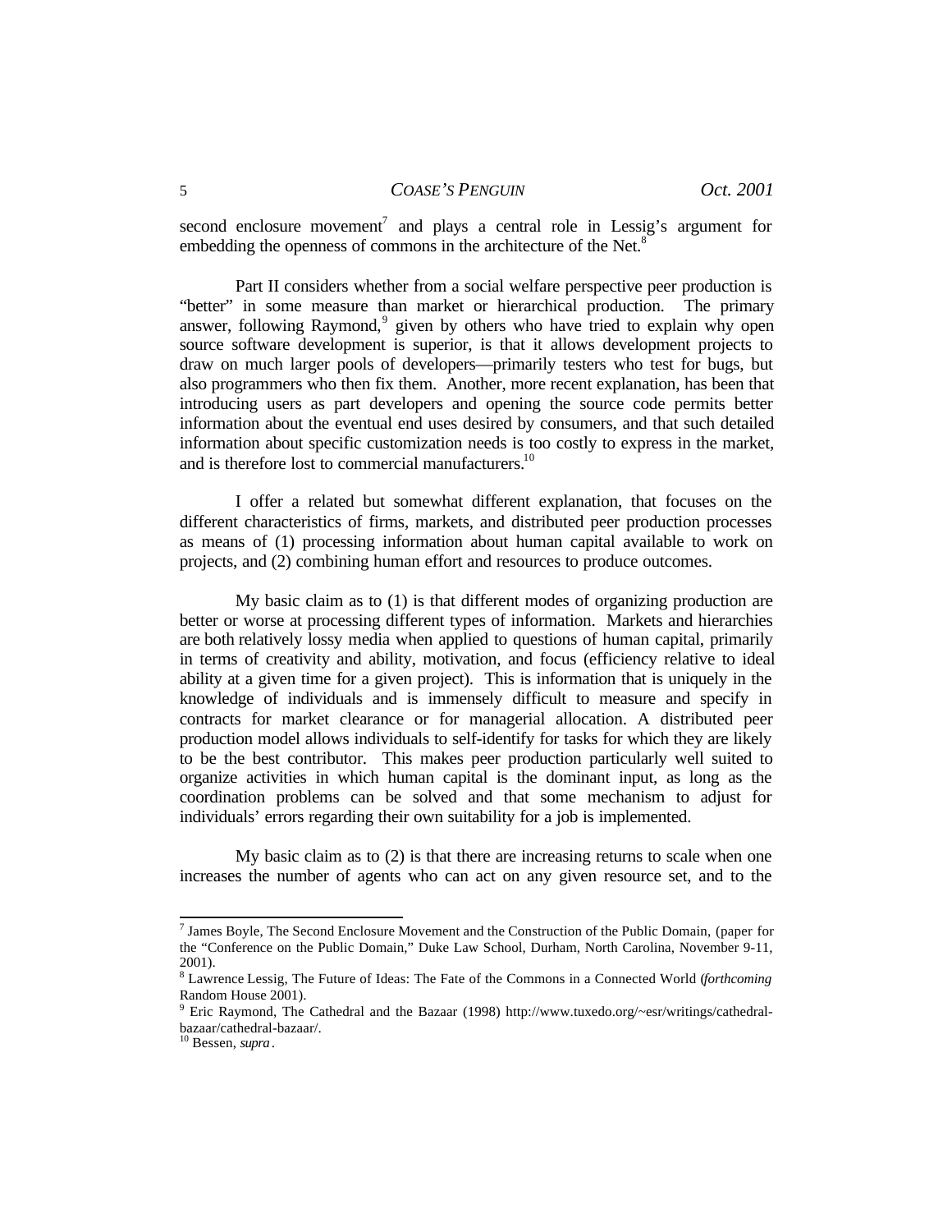second enclosure movement[7] and plays a central role in Lessig's argument for embedding the openness of commons in the architecture of the Net.[8]

Part II considers whether from a social welfare perspective peer production is "better" in some measure than market or hierarchical production. The primary answer, following Raymond,[9] given by others who have tried to explain why open source software development is superior, is that it allows development projects to draw on much larger pools of developers—primarily testers who test for bugs, but also programmers who then fix them. Another, more recent explanation, has been that introducing users as part developers and opening the source code permits better information about the eventual end uses desired by consumers, and that such detailed information about specific customization needs is too costly to express in the market, and is therefore lost to commercial manufacturers.[10]

I offer a related but somewhat different explanation, that focuses on the different characteristics of firms, markets, and distributed peer production processes as means of (1) processing information about human capital available to work on projects, and (2) combining human effort and resources to produce outcomes.

My basic claim as to (1) is that different modes of organizing production are better or worse at processing different types of information. Markets and hierarchies are both relatively lossy media when applied to questions of human capital, primarily in terms of creativity and ability, motivation, and focus (efficiency relative to ideal ability at a given time for a given project). This is information that is uniquely in the knowledge of individuals and is immensely difficult to measure and specify in contracts for market clearance or for managerial allocation. A distributed peer production model allows individuals to self-identify for tasks for which they are likely to be the best contributor. This makes peer production particularly well suited to organize activities in which human capital is the dominant input, as long as the coordination problems can be solved and that some mechanism to adjust for individuals' errors regarding their own suitability for a job is implemented.

My basic claim as to (2) is that there are increasing returns to scale when one increases the number of agents who can act on any given resource set, and to the

---

[7] James Boyle, The Second Enclosure Movement and the Construction of the Public Domain, (paper for the "Conference on the Public Domain," Duke Law School, Durham, North Carolina, November 9-11, 2001).

[8] Lawrence Lessig, The Future of Ideas: The Fate of the Commons in a Connected World (*forthcoming* Random House 2001).

[9] Eric Raymond, The Cathedral and the Bazaar (1998) http://www.tuxedo.org/~esr/writings/cathedral-bazaar/cathedral-bazaar/.

[10] Bessen, *supra*.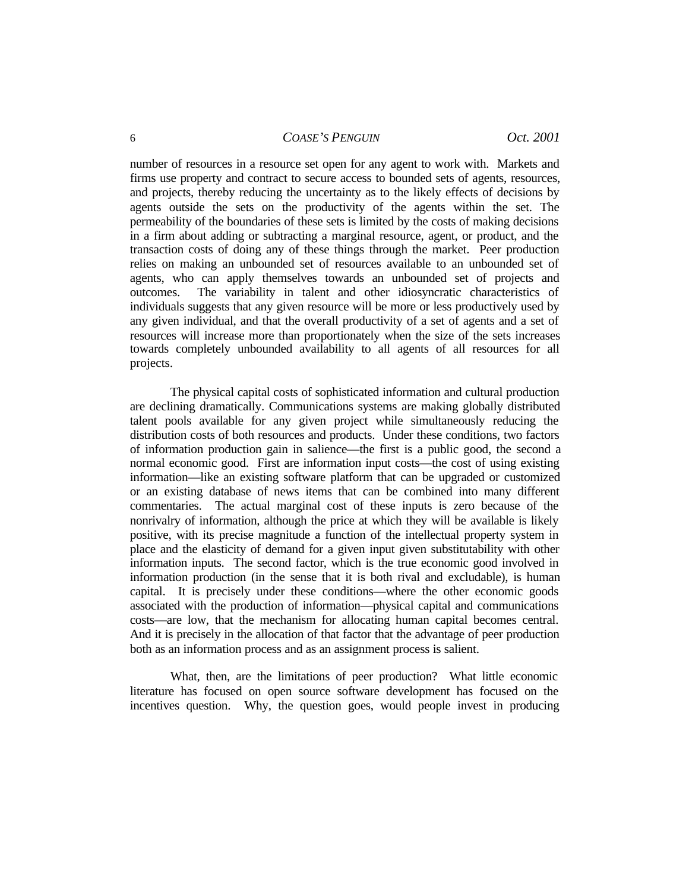number of resources in a resource set open for any agent to work with. Markets and firms use property and contract to secure access to bounded sets of agents, resources, and projects, thereby reducing the uncertainty as to the likely effects of decisions by agents outside the sets on the productivity of the agents within the set. The permeability of the boundaries of these sets is limited by the costs of making decisions in a firm about adding or subtracting a marginal resource, agent, or product, and the transaction costs of doing any of these things through the market. Peer production relies on making an unbounded set of resources available to an unbounded set of agents, who can apply themselves towards an unbounded set of projects and outcomes. The variability in talent and other idiosyncratic characteristics of individuals suggests that any given resource will be more or less productively used by any given individual, and that the overall productivity of a set of agents and a set of resources will increase more than proportionately when the size of the sets increases towards completely unbounded availability to all agents of all resources for all projects.

The physical capital costs of sophisticated information and cultural production are declining dramatically. Communications systems are making globally distributed talent pools available for any given project while simultaneously reducing the distribution costs of both resources and products. Under these conditions, two factors of information production gain in salience—the first is a public good, the second a normal economic good. First are information input costs—the cost of using existing information—like an existing software platform that can be upgraded or customized or an existing database of news items that can be combined into many different commentaries. The actual marginal cost of these inputs is zero because of the nonrivalry of information, although the price at which they will be available is likely positive, with its precise magnitude a function of the intellectual property system in place and the elasticity of demand for a given input given substitutability with other information inputs. The second factor, which is the true economic good involved in information production (in the sense that it is both rival and excludable), is human capital. It is precisely under these conditions—where the other economic goods associated with the production of information—physical capital and communications costs—are low, that the mechanism for allocating human capital becomes central. And it is precisely in the allocation of that factor that the advantage of peer production both as an information process and as an assignment process is salient.

What, then, are the limitations of peer production? What little economic literature has focused on open source software development has focused on the incentives question. Why, the question goes, would people invest in producing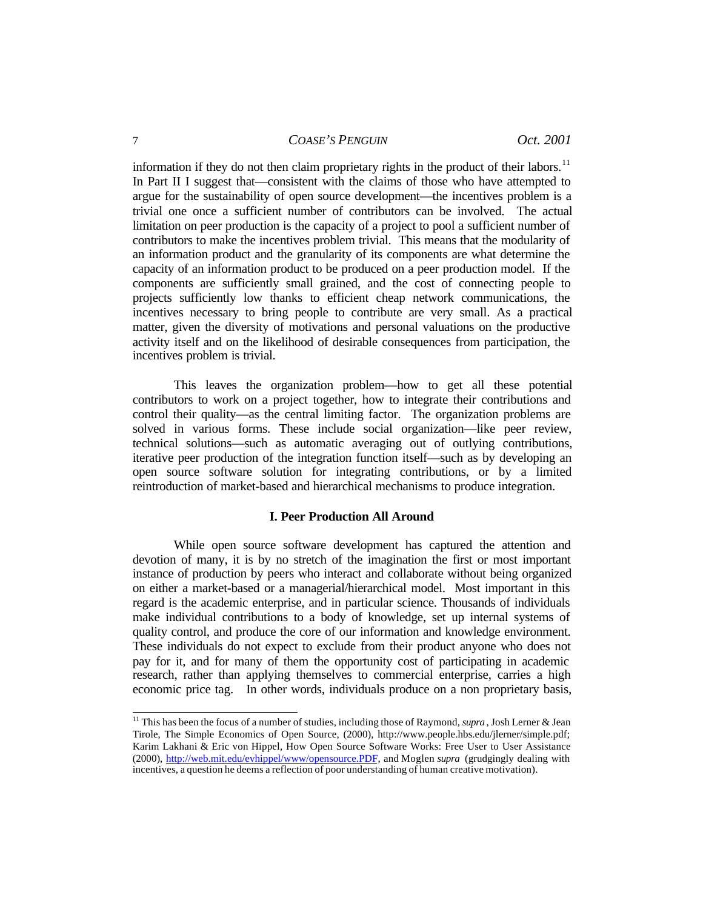information if they do not then claim proprietary rights in the product of their labors.[11] In Part II I suggest that—consistent with the claims of those who have attempted to argue for the sustainability of open source development—the incentives problem is a trivial one once a sufficient number of contributors can be involved. The actual limitation on peer production is the capacity of a project to pool a sufficient number of contributors to make the incentives problem trivial. This means that the modularity of an information product and the granularity of its components are what determine the capacity of an information product to be produced on a peer production model. If the components are sufficiently small grained, and the cost of connecting people to projects sufficiently low thanks to efficient cheap network communications, the incentives necessary to bring people to contribute are very small. As a practical matter, given the diversity of motivations and personal valuations on the productive activity itself and on the likelihood of desirable consequences from participation, the incentives problem is trivial.

This leaves the organization problem—how to get all these potential contributors to work on a project together, how to integrate their contributions and control their quality—as the central limiting factor. The organization problems are solved in various forms. These include social organization—like peer review, technical solutions—such as automatic averaging out of outlying contributions, iterative peer production of the integration function itself—such as by developing an open source software solution for integrating contributions, or by a limited reintroduction of market-based and hierarchical mechanisms to produce integration.

## I. Peer Production All Around

While open source software development has captured the attention and devotion of many, it is by no stretch of the imagination the first or most important instance of production by peers who interact and collaborate without being organized on either a market-based or a managerial/hierarchical model. Most important in this regard is the academic enterprise, and in particular science. Thousands of individuals make individual contributions to a body of knowledge, set up internal systems of quality control, and produce the core of our information and knowledge environment. These individuals do not expect to exclude from their product anyone who does not pay for it, and for many of them the opportunity cost of participating in academic research, rather than applying themselves to commercial enterprise, carries a high economic price tag. In other words, individuals produce on a non proprietary basis,

---

[11] This has been the focus of a number of studies, including those of Raymond, *supra*, Josh Lerner & Jean Tirole, The Simple Economics of Open Source, (2000), http://www.people.hbs.edu/jlerner/simple.pdf; Karim Lakhani & Eric von Hippel, How Open Source Software Works: Free User to User Assistance (2000), http://web.mit.edu/evhippel/www/opensource.PDF, and Moglen *supra* (grudgingly dealing with incentives, a question he deems a reflection of poor understanding of human creative motivation).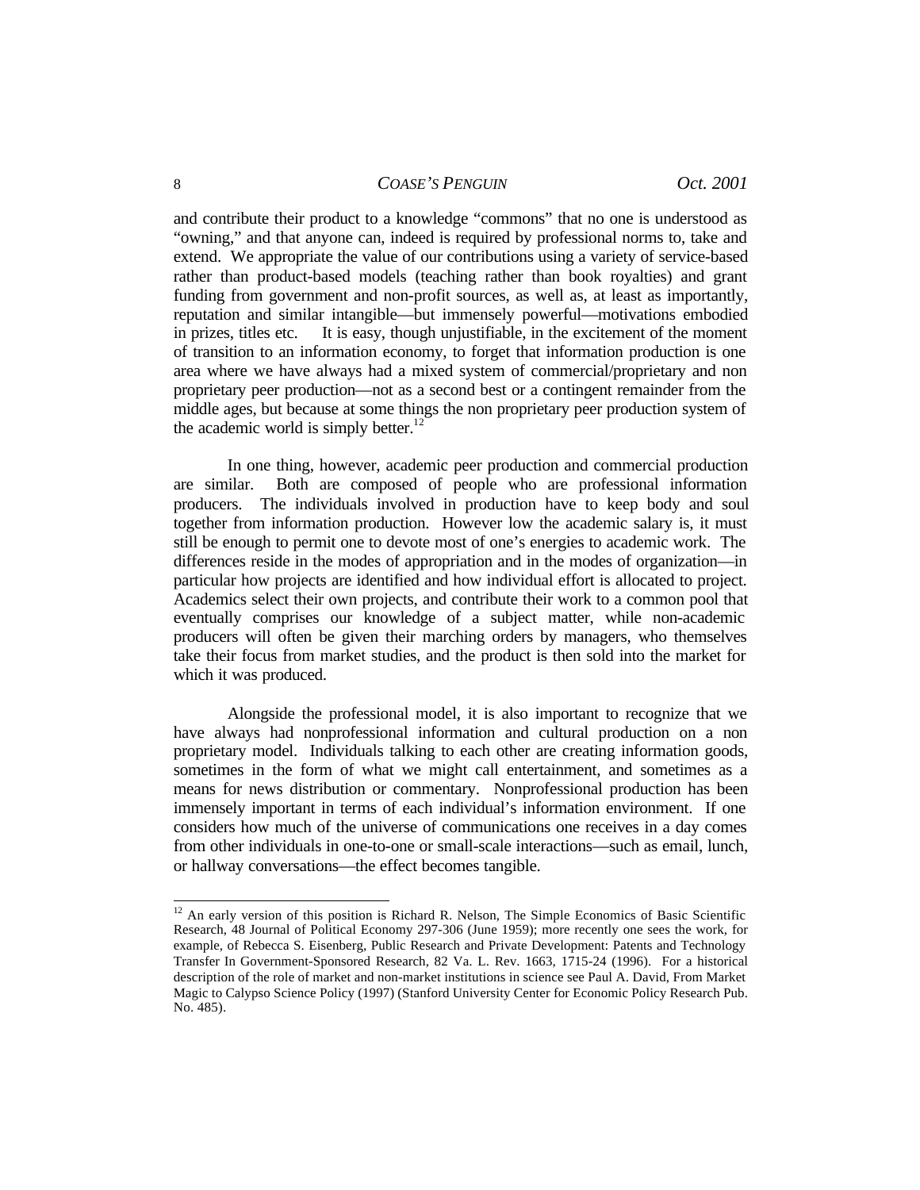and contribute their product to a knowledge "commons" that no one is understood as "owning," and that anyone can, indeed is required by professional norms to, take and extend. We appropriate the value of our contributions using a variety of service-based rather than product-based models (teaching rather than book royalties) and grant funding from government and non-profit sources, as well as, at least as importantly, reputation and similar intangible—but immensely powerful—motivations embodied in prizes, titles etc. It is easy, though unjustifiable, in the excitement of the moment of transition to an information economy, to forget that information production is one area where we have always had a mixed system of commercial/proprietary and non proprietary peer production—not as a second best or a contingent remainder from the middle ages, but because at some things the non proprietary peer production system of the academic world is simply better.[12]

In one thing, however, academic peer production and commercial production are similar. Both are composed of people who are professional information producers. The individuals involved in production have to keep body and soul together from information production. However low the academic salary is, it must still be enough to permit one to devote most of one's energies to academic work. The differences reside in the modes of appropriation and in the modes of organization—in particular how projects are identified and how individual effort is allocated to project. Academics select their own projects, and contribute their work to a common pool that eventually comprises our knowledge of a subject matter, while non-academic producers will often be given their marching orders by managers, who themselves take their focus from market studies, and the product is then sold into the market for which it was produced.

Alongside the professional model, it is also important to recognize that we have always had nonprofessional information and cultural production on a non proprietary model. Individuals talking to each other are creating information goods, sometimes in the form of what we might call entertainment, and sometimes as a means for news distribution or commentary. Nonprofessional production has been immensely important in terms of each individual's information environment. If one considers how much of the universe of communications one receives in a day comes from other individuals in one-to-one or small-scale interactions—such as email, lunch, or hallway conversations—the effect becomes tangible.

---

[12] An early version of this position is Richard R. Nelson, The Simple Economics of Basic Scientific Research, 48 Journal of Political Economy 297-306 (June 1959); more recently one sees the work, for example, of Rebecca S. Eisenberg, Public Research and Private Development: Patents and Technology Transfer In Government-Sponsored Research, 82 Va. L. Rev. 1663, 1715-24 (1996). For a historical description of the role of market and non-market institutions in science see Paul A. David, From Market Magic to Calypso Science Policy (1997) (Stanford University Center for Economic Policy Research Pub. No. 485).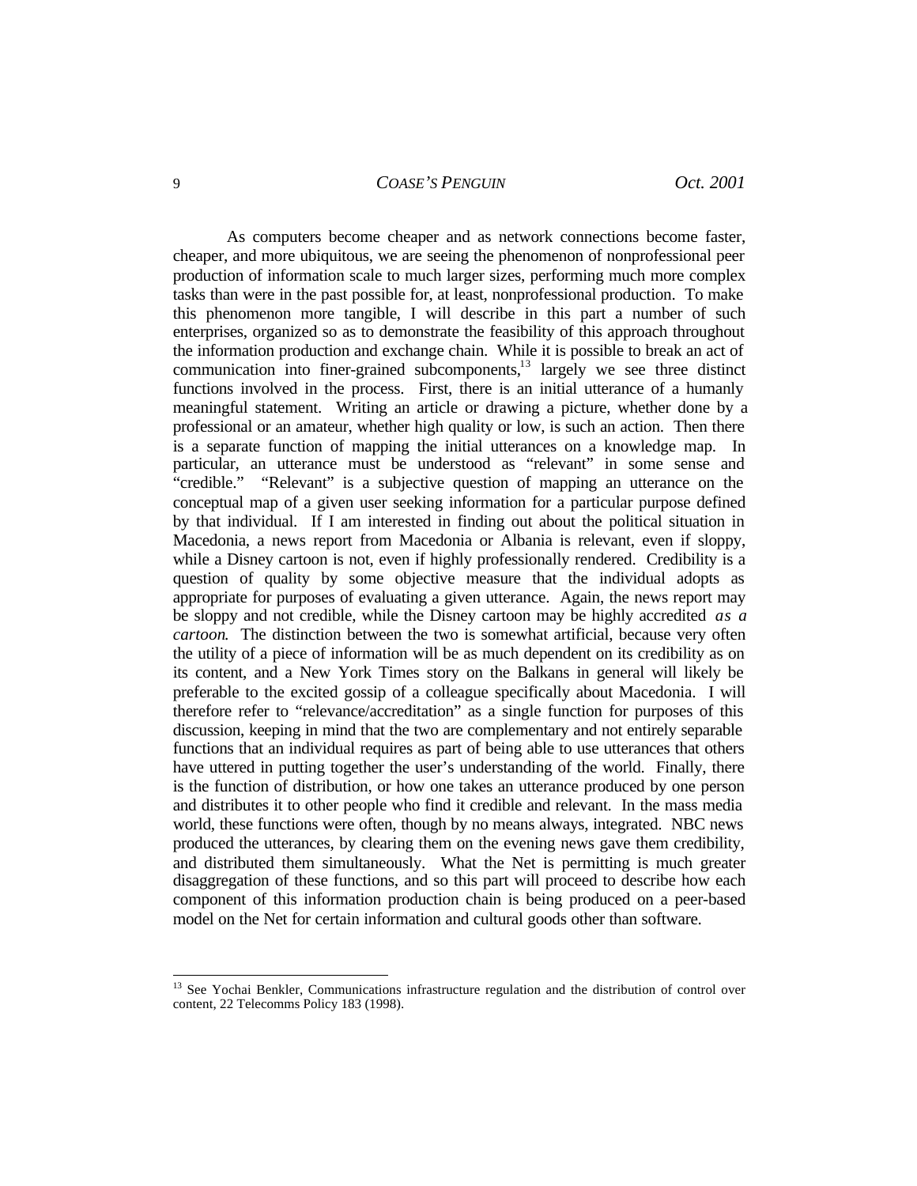As computers become cheaper and as network connections become faster, cheaper, and more ubiquitous, we are seeing the phenomenon of nonprofessional peer production of information scale to much larger sizes, performing much more complex tasks than were in the past possible for, at least, nonprofessional production. To make this phenomenon more tangible, I will describe in this part a number of such enterprises, organized so as to demonstrate the feasibility of this approach throughout the information production and exchange chain. While it is possible to break an act of communication into finer-grained subcomponents,[13] largely we see three distinct functions involved in the process. First, there is an initial utterance of a humanly meaningful statement. Writing an article or drawing a picture, whether done by a professional or an amateur, whether high quality or low, is such an action. Then there is a separate function of mapping the initial utterances on a knowledge map. In particular, an utterance must be understood as "relevant" in some sense and "credible." "Relevant" is a subjective question of mapping an utterance on the conceptual map of a given user seeking information for a particular purpose defined by that individual. If I am interested in finding out about the political situation in Macedonia, a news report from Macedonia or Albania is relevant, even if sloppy, while a Disney cartoon is not, even if highly professionally rendered. Credibility is a question of quality by some objective measure that the individual adopts as appropriate for purposes of evaluating a given utterance. Again, the news report may be sloppy and not credible, while the Disney cartoon may be highly accredited *as a cartoon*. The distinction between the two is somewhat artificial, because very often the utility of a piece of information will be as much dependent on its credibility as on its content, and a New York Times story on the Balkans in general will likely be preferable to the excited gossip of a colleague specifically about Macedonia. I will therefore refer to "relevance/accreditation" as a single function for purposes of this discussion, keeping in mind that the two are complementary and not entirely separable functions that an individual requires as part of being able to use utterances that others have uttered in putting together the user's understanding of the world. Finally, there is the function of distribution, or how one takes an utterance produced by one person and distributes it to other people who find it credible and relevant. In the mass media world, these functions were often, though by no means always, integrated. NBC news produced the utterances, by clearing them on the evening news gave them credibility, and distributed them simultaneously. What the Net is permitting is much greater disaggregation of these functions, and so this part will proceed to describe how each component of this information production chain is being produced on a peer-based model on the Net for certain information and cultural goods other than software.

---

[13] See Yochai Benkler, Communications infrastructure regulation and the distribution of control over content, 22 Telecomms Policy 183 (1998).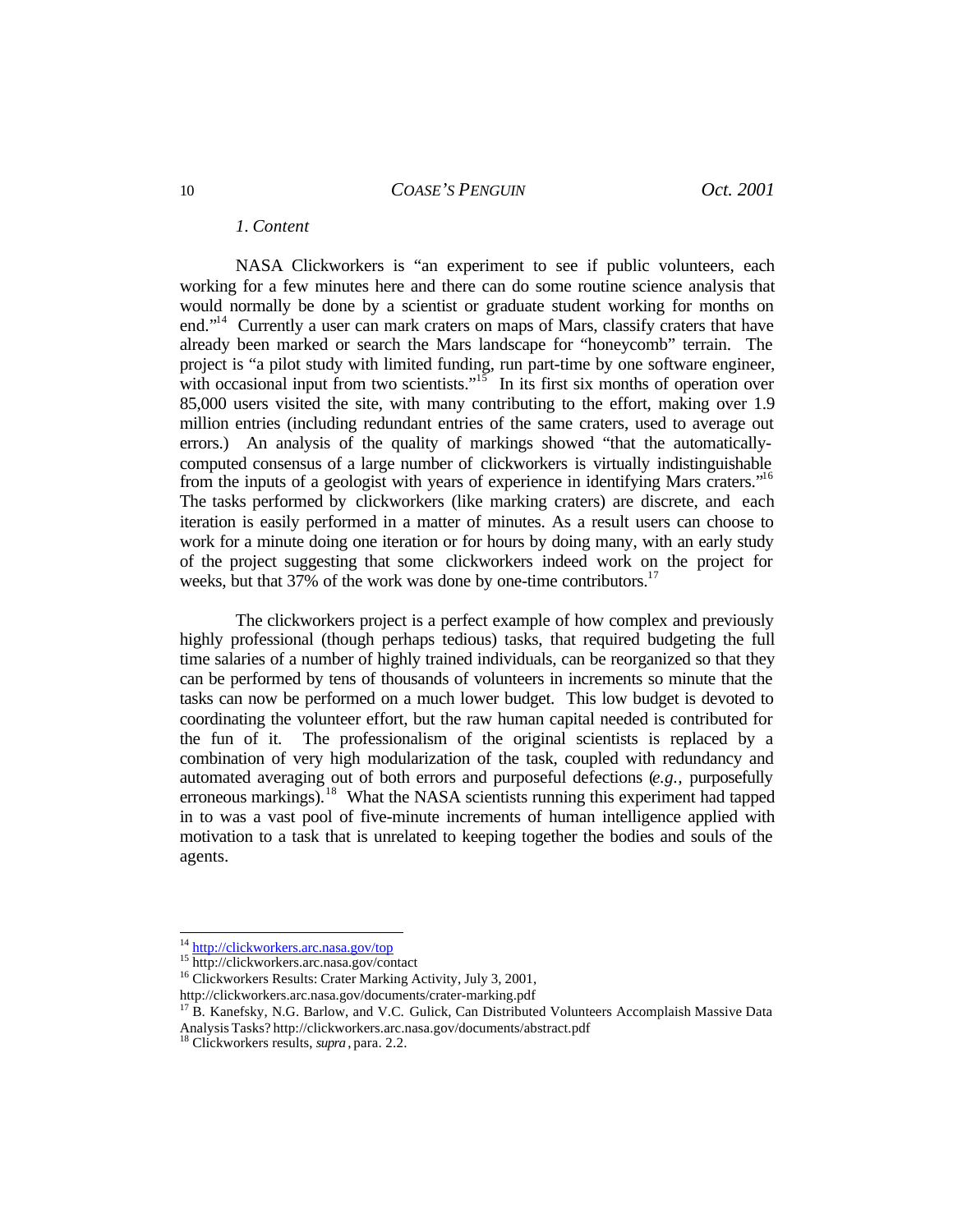### *1. Content*

NASA Clickworkers is "an experiment to see if public volunteers, each working for a few minutes here and there can do some routine science analysis that would normally be done by a scientist or graduate student working for months on end."[14] Currently a user can mark craters on maps of Mars, classify craters that have already been marked or search the Mars landscape for "honeycomb" terrain. The project is "a pilot study with limited funding, run part-time by one software engineer, with occasional input from two scientists."[15] In its first six months of operation over 85,000 users visited the site, with many contributing to the effort, making over 1.9 million entries (including redundant entries of the same craters, used to average out errors.) An analysis of the quality of markings showed "that the automatically-computed consensus of a large number of clickworkers is virtually indistinguishable from the inputs of a geologist with years of experience in identifying Mars craters."[16] The tasks performed by clickworkers (like marking craters) are discrete, and each iteration is easily performed in a matter of minutes. As a result users can choose to work for a minute doing one iteration or for hours by doing many, with an early study of the project suggesting that some clickworkers indeed work on the project for weeks, but that 37% of the work was done by one-time contributors.[17]

The clickworkers project is a perfect example of how complex and previously highly professional (though perhaps tedious) tasks, that required budgeting the full time salaries of a number of highly trained individuals, can be reorganized so that they can be performed by tens of thousands of volunteers in increments so minute that the tasks can now be performed on a much lower budget. This low budget is devoted to coordinating the volunteer effort, but the raw human capital needed is contributed for the fun of it. The professionalism of the original scientists is replaced by a combination of very high modularization of the task, coupled with redundancy and automated averaging out of both errors and purposeful defections (*e.g.,* purposefully erroneous markings).[18] What the NASA scientists running this experiment had tapped in to was a vast pool of five-minute increments of human intelligence applied with motivation to a task that is unrelated to keeping together the bodies and souls of the agents.

---

[14] http://clickworkers.arc.nasa.gov/top

[15] http://clickworkers.arc.nasa.gov/contact

[16] Clickworkers Results: Crater Marking Activity, July 3, 2001, http://clickworkers.arc.nasa.gov/documents/crater-marking.pdf

[17] B. Kanefsky, N.G. Barlow, and V.C. Gulick, Can Distributed Volunteers Accomplaish Massive Data Analysis Tasks? http://clickworkers.arc.nasa.gov/documents/abstract.pdf

[18] Clickworkers results, *supra*, para. 2.2.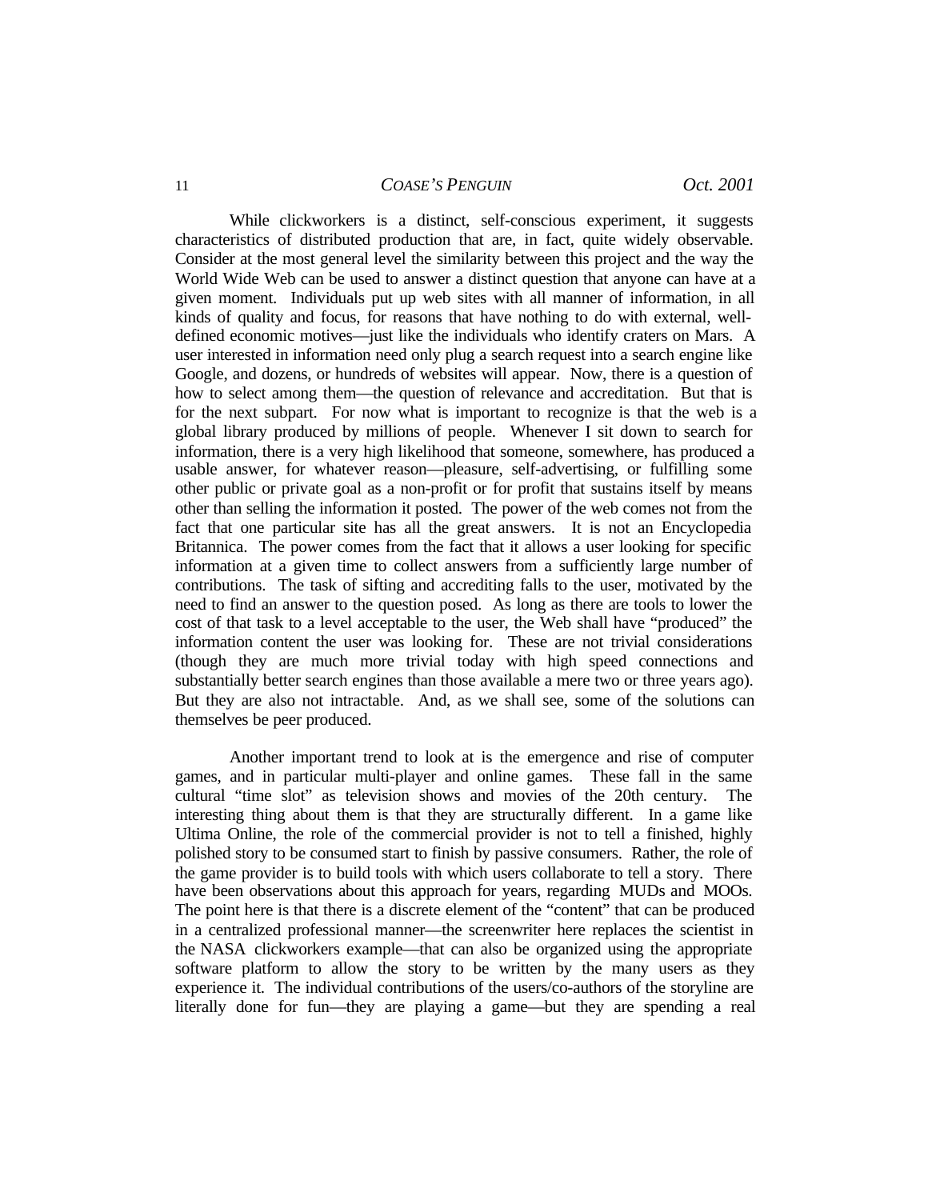While clickworkers is a distinct, self-conscious experiment, it suggests characteristics of distributed production that are, in fact, quite widely observable. Consider at the most general level the similarity between this project and the way the World Wide Web can be used to answer a distinct question that anyone can have at a given moment. Individuals put up web sites with all manner of information, in all kinds of quality and focus, for reasons that have nothing to do with external, well-defined economic motives—just like the individuals who identify craters on Mars. A user interested in information need only plug a search request into a search engine like Google, and dozens, or hundreds of websites will appear. Now, there is a question of how to select among them—the question of relevance and accreditation. But that is for the next subpart. For now what is important to recognize is that the web is a global library produced by millions of people. Whenever I sit down to search for information, there is a very high likelihood that someone, somewhere, has produced a usable answer, for whatever reason—pleasure, self-advertising, or fulfilling some other public or private goal as a non-profit or for profit that sustains itself by means other than selling the information it posted. The power of the web comes not from the fact that one particular site has all the great answers. It is not an Encyclopedia Britannica. The power comes from the fact that it allows a user looking for specific information at a given time to collect answers from a sufficiently large number of contributions. The task of sifting and accrediting falls to the user, motivated by the need to find an answer to the question posed. As long as there are tools to lower the cost of that task to a level acceptable to the user, the Web shall have "produced" the information content the user was looking for. These are not trivial considerations (though they are much more trivial today with high speed connections and substantially better search engines than those available a mere two or three years ago). But they are also not intractable. And, as we shall see, some of the solutions can themselves be peer produced.

Another important trend to look at is the emergence and rise of computer games, and in particular multi-player and online games. These fall in the same cultural "time slot" as television shows and movies of the 20th century. The interesting thing about them is that they are structurally different. In a game like Ultima Online, the role of the commercial provider is not to tell a finished, highly polished story to be consumed start to finish by passive consumers. Rather, the role of the game provider is to build tools with which users collaborate to tell a story. There have been observations about this approach for years, regarding MUDs and MOOs. The point here is that there is a discrete element of the "content" that can be produced in a centralized professional manner—the screenwriter here replaces the scientist in the NASA clickworkers example—that can also be organized using the appropriate software platform to allow the story to be written by the many users as they experience it. The individual contributions of the users/co-authors of the storyline are literally done for fun—they are playing a game—but they are spending a real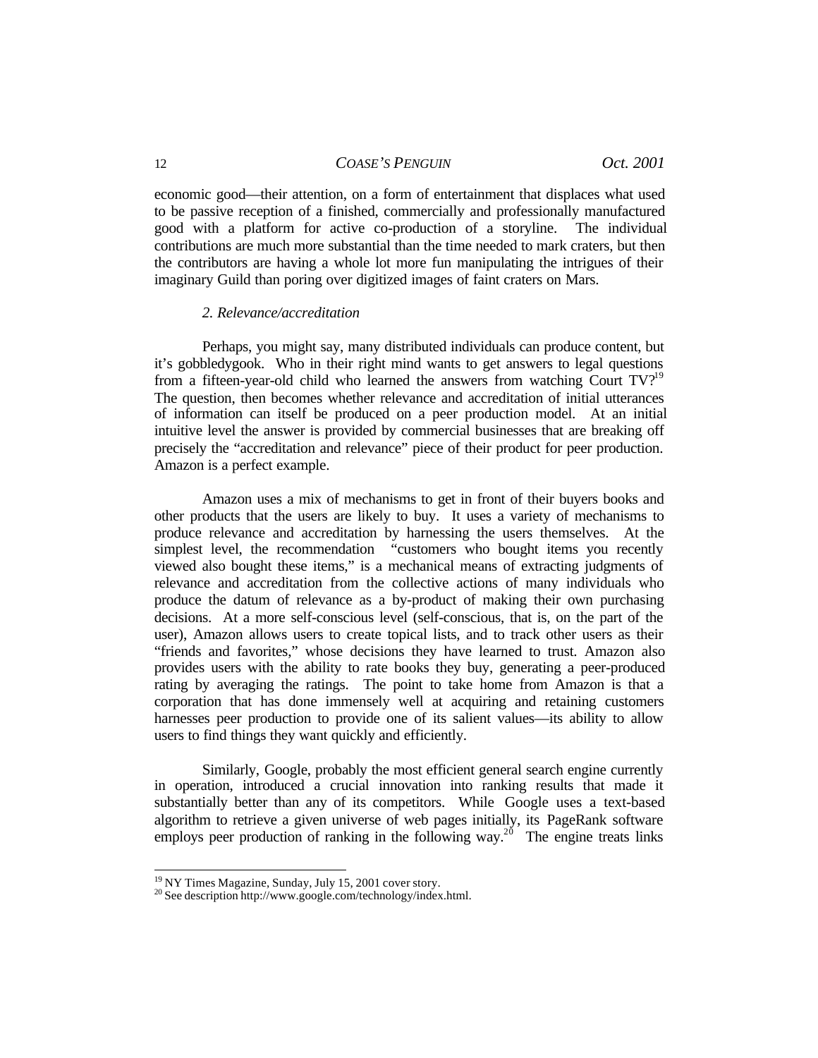economic good—their attention, on a form of entertainment that displaces what used to be passive reception of a finished, commercially and professionally manufactured good with a platform for active co-production of a storyline. The individual contributions are much more substantial than the time needed to mark craters, but then the contributors are having a whole lot more fun manipulating the intrigues of their imaginary Guild than poring over digitized images of faint craters on Mars.

### *2. Relevance/accreditation*

Perhaps, you might say, many distributed individuals can produce content, but it's gobbledygook. Who in their right mind wants to get answers to legal questions from a fifteen-year-old child who learned the answers from watching Court TV?[19] The question, then becomes whether relevance and accreditation of initial utterances of information can itself be produced on a peer production model. At an initial intuitive level the answer is provided by commercial businesses that are breaking off precisely the "accreditation and relevance" piece of their product for peer production. Amazon is a perfect example.

Amazon uses a mix of mechanisms to get in front of their buyers books and other products that the users are likely to buy. It uses a variety of mechanisms to produce relevance and accreditation by harnessing the users themselves. At the simplest level, the recommendation "customers who bought items you recently viewed also bought these items," is a mechanical means of extracting judgments of relevance and accreditation from the collective actions of many individuals who produce the datum of relevance as a by-product of making their own purchasing decisions. At a more self-conscious level (self-conscious, that is, on the part of the user), Amazon allows users to create topical lists, and to track other users as their "friends and favorites," whose decisions they have learned to trust. Amazon also provides users with the ability to rate books they buy, generating a peer-produced rating by averaging the ratings. The point to take home from Amazon is that a corporation that has done immensely well at acquiring and retaining customers harnesses peer production to provide one of its salient values—its ability to allow users to find things they want quickly and efficiently.

Similarly, Google, probably the most efficient general search engine currently in operation, introduced a crucial innovation into ranking results that made it substantially better than any of its competitors. While Google uses a text-based algorithm to retrieve a given universe of web pages initially, its PageRank software employs peer production of ranking in the following way.[20] The engine treats links

---

[19] NY Times Magazine, Sunday, July 15, 2001 cover story.

[20] See description http://www.google.com/technology/index.html.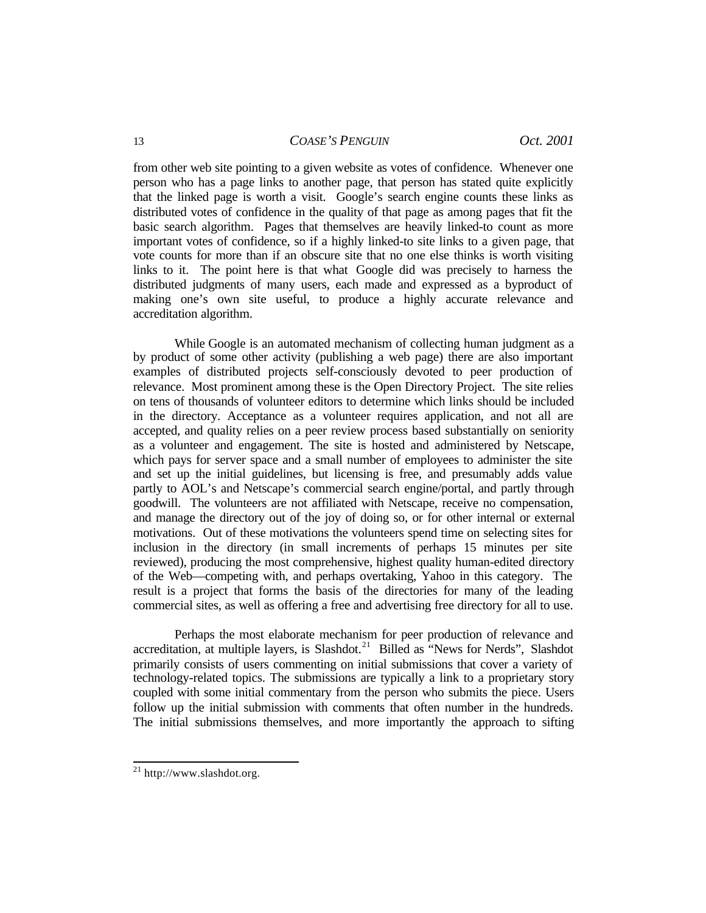from other web site pointing to a given website as votes of confidence. Whenever one person who has a page links to another page, that person has stated quite explicitly that the linked page is worth a visit. Google's search engine counts these links as distributed votes of confidence in the quality of that page as among pages that fit the basic search algorithm. Pages that themselves are heavily linked-to count as more important votes of confidence, so if a highly linked-to site links to a given page, that vote counts for more than if an obscure site that no one else thinks is worth visiting links to it. The point here is that what Google did was precisely to harness the distributed judgments of many users, each made and expressed as a byproduct of making one's own site useful, to produce a highly accurate relevance and accreditation algorithm.

While Google is an automated mechanism of collecting human judgment as a by product of some other activity (publishing a web page) there are also important examples of distributed projects self-consciously devoted to peer production of relevance. Most prominent among these is the Open Directory Project. The site relies on tens of thousands of volunteer editors to determine which links should be included in the directory. Acceptance as a volunteer requires application, and not all are accepted, and quality relies on a peer review process based substantially on seniority as a volunteer and engagement. The site is hosted and administered by Netscape, which pays for server space and a small number of employees to administer the site and set up the initial guidelines, but licensing is free, and presumably adds value partly to AOL's and Netscape's commercial search engine/portal, and partly through goodwill. The volunteers are not affiliated with Netscape, receive no compensation, and manage the directory out of the joy of doing so, or for other internal or external motivations. Out of these motivations the volunteers spend time on selecting sites for inclusion in the directory (in small increments of perhaps 15 minutes per site reviewed), producing the most comprehensive, highest quality human-edited directory of the Web—competing with, and perhaps overtaking, Yahoo in this category. The result is a project that forms the basis of the directories for many of the leading commercial sites, as well as offering a free and advertising free directory for all to use.

Perhaps the most elaborate mechanism for peer production of relevance and accreditation, at multiple layers, is Slashdot.[21] Billed as "News for Nerds", Slashdot primarily consists of users commenting on initial submissions that cover a variety of technology-related topics. The submissions are typically a link to a proprietary story coupled with some initial commentary from the person who submits the piece. Users follow up the initial submission with comments that often number in the hundreds. The initial submissions themselves, and more importantly the approach to sifting

---

[21] http://www.slashdot.org.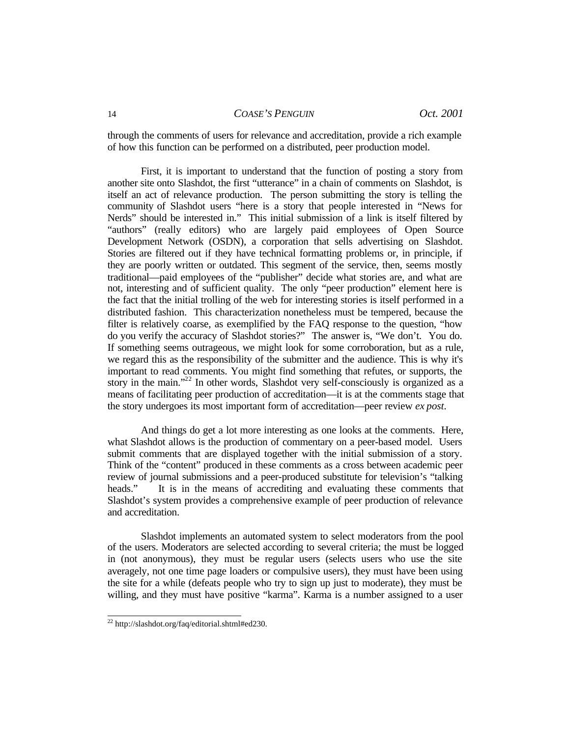through the comments of users for relevance and accreditation, provide a rich example of how this function can be performed on a distributed, peer production model.

First, it is important to understand that the function of posting a story from another site onto Slashdot, the first "utterance" in a chain of comments on Slashdot, is itself an act of relevance production. The person submitting the story is telling the community of Slashdot users "here is a story that people interested in "News for Nerds" should be interested in." This initial submission of a link is itself filtered by "authors" (really editors) who are largely paid employees of Open Source Development Network (OSDN), a corporation that sells advertising on Slashdot. Stories are filtered out if they have technical formatting problems or, in principle, if they are poorly written or outdated. This segment of the service, then, seems mostly traditional—paid employees of the "publisher" decide what stories are, and what are not, interesting and of sufficient quality. The only "peer production" element here is the fact that the initial trolling of the web for interesting stories is itself performed in a distributed fashion. This characterization nonetheless must be tempered, because the filter is relatively coarse, as exemplified by the FAQ response to the question, "how do you verify the accuracy of Slashdot stories?" The answer is, "We don't. You do. If something seems outrageous, we might look for some corroboration, but as a rule, we regard this as the responsibility of the submitter and the audience. This is why it's important to read comments. You might find something that refutes, or supports, the story in the main."[22] In other words, Slashdot very self-consciously is organized as a means of facilitating peer production of accreditation—it is at the comments stage that the story undergoes its most important form of accreditation—peer review *ex post*.

And things do get a lot more interesting as one looks at the comments. Here, what Slashdot allows is the production of commentary on a peer-based model. Users submit comments that are displayed together with the initial submission of a story. Think of the "content" produced in these comments as a cross between academic peer review of journal submissions and a peer-produced substitute for television's "talking heads." It is in the means of accrediting and evaluating these comments that Slashdot's system provides a comprehensive example of peer production of relevance and accreditation.

Slashdot implements an automated system to select moderators from the pool of the users. Moderators are selected according to several criteria; the must be logged in (not anonymous), they must be regular users (selects users who use the site averagely, not one time page loaders or compulsive users), they must have been using the site for a while (defeats people who try to sign up just to moderate), they must be willing, and they must have positive "karma". Karma is a number assigned to a user

[22] http://slashdot.org/faq/editorial.shtml#ed230.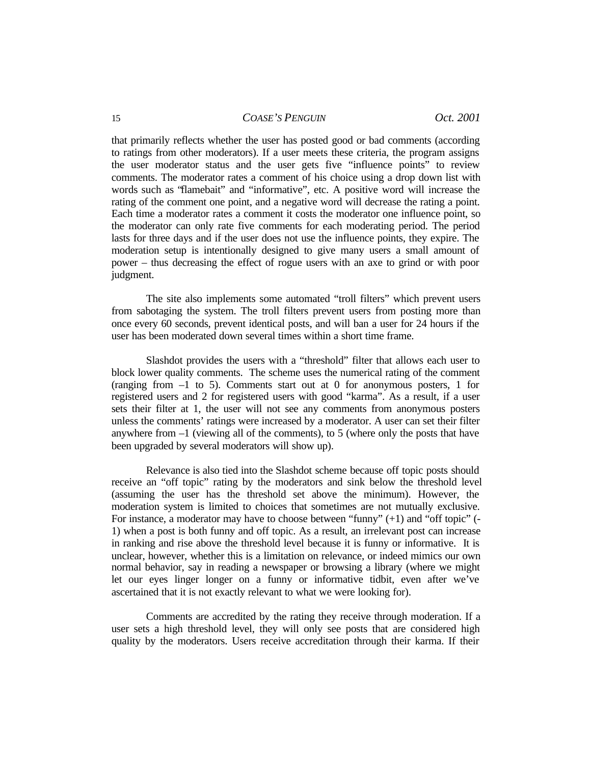that primarily reflects whether the user has posted good or bad comments (according to ratings from other moderators). If a user meets these criteria, the program assigns the user moderator status and the user gets five "influence points" to review comments. The moderator rates a comment of his choice using a drop down list with words such as "flamebait" and "informative", etc. A positive word will increase the rating of the comment one point, and a negative word will decrease the rating a point. Each time a moderator rates a comment it costs the moderator one influence point, so the moderator can only rate five comments for each moderating period. The period lasts for three days and if the user does not use the influence points, they expire. The moderation setup is intentionally designed to give many users a small amount of power – thus decreasing the effect of rogue users with an axe to grind or with poor judgment.

The site also implements some automated "troll filters" which prevent users from sabotaging the system. The troll filters prevent users from posting more than once every 60 seconds, prevent identical posts, and will ban a user for 24 hours if the user has been moderated down several times within a short time frame.

Slashdot provides the users with a "threshold" filter that allows each user to block lower quality comments. The scheme uses the numerical rating of the comment (ranging from –1 to 5). Comments start out at 0 for anonymous posters, 1 for registered users and 2 for registered users with good "karma". As a result, if a user sets their filter at 1, the user will not see any comments from anonymous posters unless the comments' ratings were increased by a moderator. A user can set their filter anywhere from –1 (viewing all of the comments), to 5 (where only the posts that have been upgraded by several moderators will show up).

Relevance is also tied into the Slashdot scheme because off topic posts should receive an "off topic" rating by the moderators and sink below the threshold level (assuming the user has the threshold set above the minimum). However, the moderation system is limited to choices that sometimes are not mutually exclusive. For instance, a moderator may have to choose between "funny" (+1) and "off topic" (-1) when a post is both funny and off topic. As a result, an irrelevant post can increase in ranking and rise above the threshold level because it is funny or informative. It is unclear, however, whether this is a limitation on relevance, or indeed mimics our own normal behavior, say in reading a newspaper or browsing a library (where we might let our eyes linger longer on a funny or informative tidbit, even after we've ascertained that it is not exactly relevant to what we were looking for).

Comments are accredited by the rating they receive through moderation. If a user sets a high threshold level, they will only see posts that are considered high quality by the moderators. Users receive accreditation through their karma. If their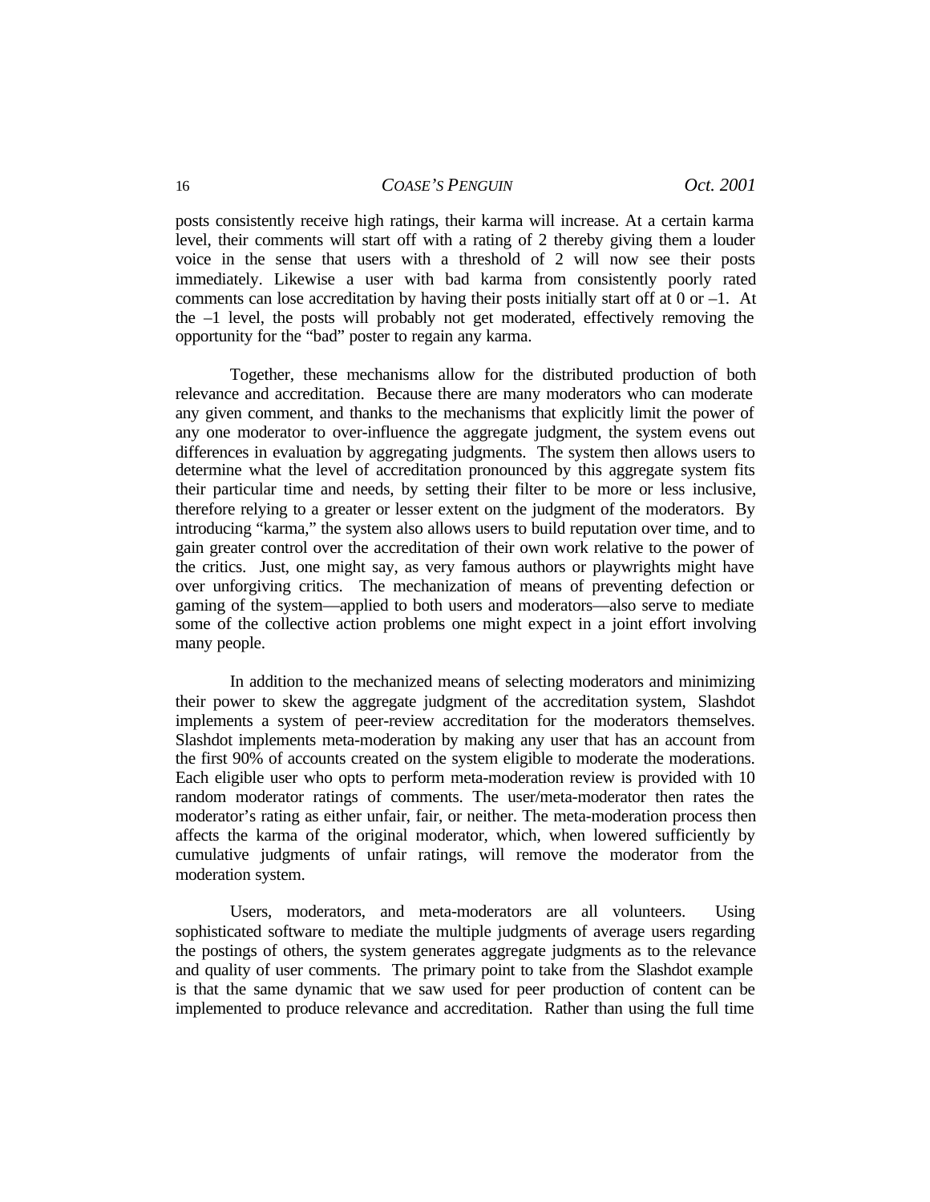posts consistently receive high ratings, their karma will increase. At a certain karma level, their comments will start off with a rating of 2 thereby giving them a louder voice in the sense that users with a threshold of 2 will now see their posts immediately. Likewise a user with bad karma from consistently poorly rated comments can lose accreditation by having their posts initially start off at 0 or –1. At the –1 level, the posts will probably not get moderated, effectively removing the opportunity for the "bad" poster to regain any karma.

Together, these mechanisms allow for the distributed production of both relevance and accreditation. Because there are many moderators who can moderate any given comment, and thanks to the mechanisms that explicitly limit the power of any one moderator to over-influence the aggregate judgment, the system evens out differences in evaluation by aggregating judgments. The system then allows users to determine what the level of accreditation pronounced by this aggregate system fits their particular time and needs, by setting their filter to be more or less inclusive, therefore relying to a greater or lesser extent on the judgment of the moderators. By introducing "karma," the system also allows users to build reputation over time, and to gain greater control over the accreditation of their own work relative to the power of the critics. Just, one might say, as very famous authors or playwrights might have over unforgiving critics. The mechanization of means of preventing defection or gaming of the system—applied to both users and moderators—also serve to mediate some of the collective action problems one might expect in a joint effort involving many people.

In addition to the mechanized means of selecting moderators and minimizing their power to skew the aggregate judgment of the accreditation system, Slashdot implements a system of peer-review accreditation for the moderators themselves. Slashdot implements meta-moderation by making any user that has an account from the first 90% of accounts created on the system eligible to moderate the moderations. Each eligible user who opts to perform meta-moderation review is provided with 10 random moderator ratings of comments. The user/meta-moderator then rates the moderator's rating as either unfair, fair, or neither. The meta-moderation process then affects the karma of the original moderator, which, when lowered sufficiently by cumulative judgments of unfair ratings, will remove the moderator from the moderation system.

Users, moderators, and meta-moderators are all volunteers. Using sophisticated software to mediate the multiple judgments of average users regarding the postings of others, the system generates aggregate judgments as to the relevance and quality of user comments. The primary point to take from the Slashdot example is that the same dynamic that we saw used for peer production of content can be implemented to produce relevance and accreditation. Rather than using the full time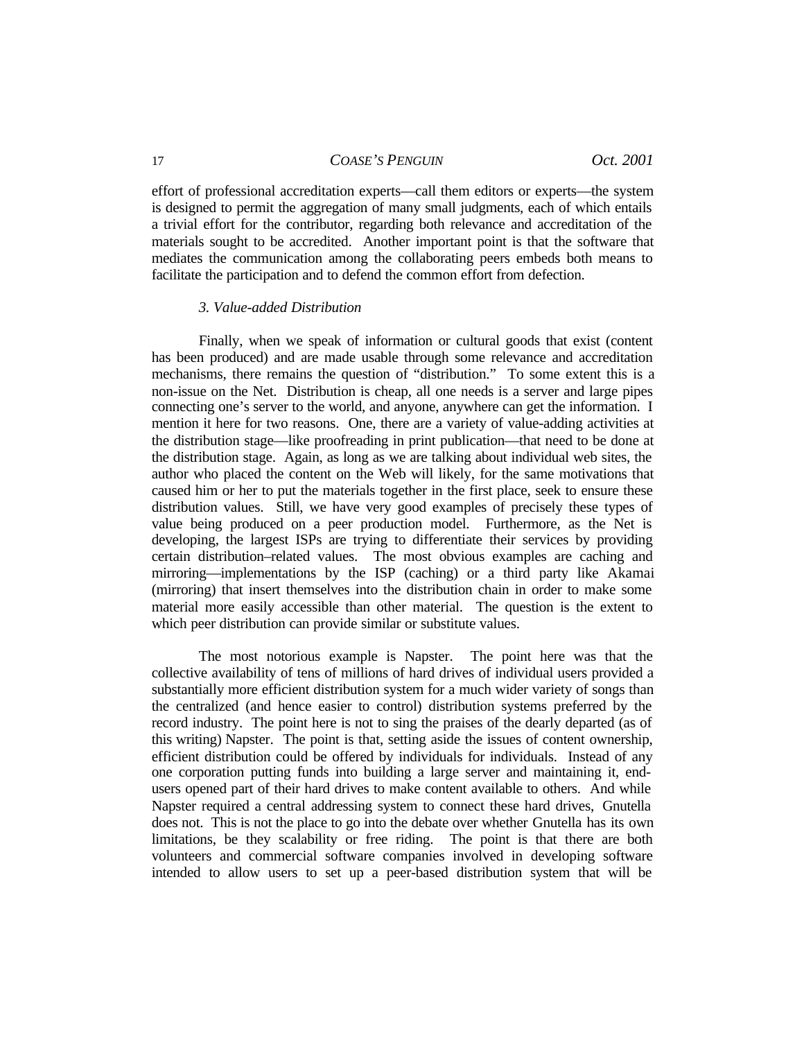effort of professional accreditation experts—call them editors or experts—the system is designed to permit the aggregation of many small judgments, each of which entails a trivial effort for the contributor, regarding both relevance and accreditation of the materials sought to be accredited. Another important point is that the software that mediates the communication among the collaborating peers embeds both means to facilitate the participation and to defend the common effort from defection.

### *3. Value-added Distribution*

Finally, when we speak of information or cultural goods that exist (content has been produced) and are made usable through some relevance and accreditation mechanisms, there remains the question of "distribution." To some extent this is a non-issue on the Net. Distribution is cheap, all one needs is a server and large pipes connecting one's server to the world, and anyone, anywhere can get the information. I mention it here for two reasons. One, there are a variety of value-adding activities at the distribution stage—like proofreading in print publication—that need to be done at the distribution stage. Again, as long as we are talking about individual web sites, the author who placed the content on the Web will likely, for the same motivations that caused him or her to put the materials together in the first place, seek to ensure these distribution values. Still, we have very good examples of precisely these types of value being produced on a peer production model. Furthermore, as the Net is developing, the largest ISPs are trying to differentiate their services by providing certain distribution–related values. The most obvious examples are caching and mirroring—implementations by the ISP (caching) or a third party like Akamai (mirroring) that insert themselves into the distribution chain in order to make some material more easily accessible than other material. The question is the extent to which peer distribution can provide similar or substitute values.

The most notorious example is Napster. The point here was that the collective availability of tens of millions of hard drives of individual users provided a substantially more efficient distribution system for a much wider variety of songs than the centralized (and hence easier to control) distribution systems preferred by the record industry. The point here is not to sing the praises of the dearly departed (as of this writing) Napster. The point is that, setting aside the issues of content ownership, efficient distribution could be offered by individuals for individuals. Instead of any one corporation putting funds into building a large server and maintaining it, end-users opened part of their hard drives to make content available to others. And while Napster required a central addressing system to connect these hard drives, Gnutella does not. This is not the place to go into the debate over whether Gnutella has its own limitations, be they scalability or free riding. The point is that there are both volunteers and commercial software companies involved in developing software intended to allow users to set up a peer-based distribution system that will be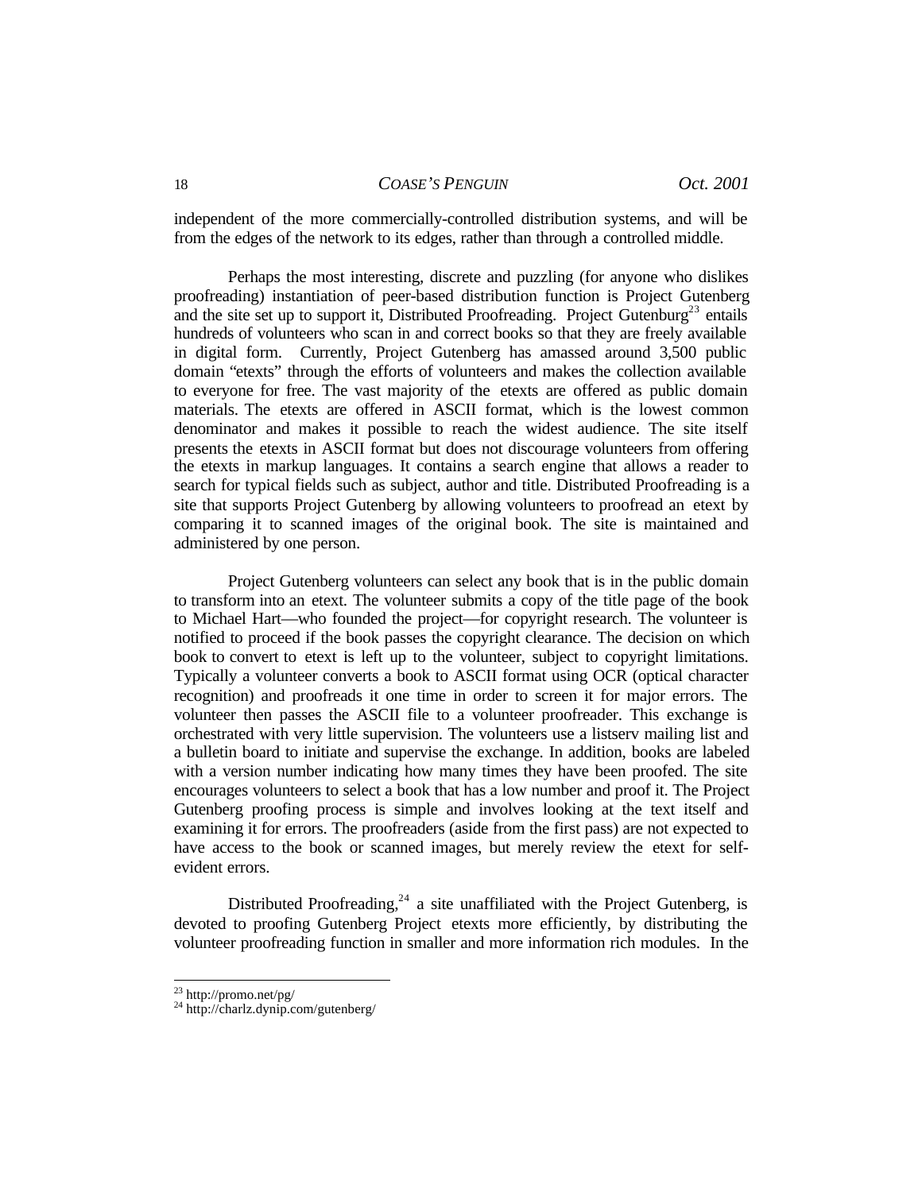independent of the more commercially-controlled distribution systems, and will be from the edges of the network to its edges, rather than through a controlled middle.

Perhaps the most interesting, discrete and puzzling (for anyone who dislikes proofreading) instantiation of peer-based distribution function is Project Gutenberg and the site set up to support it, Distributed Proofreading. Project Gutenburg[23] entails hundreds of volunteers who scan in and correct books so that they are freely available in digital form. Currently, Project Gutenberg has amassed around 3,500 public domain "etexts" through the efforts of volunteers and makes the collection available to everyone for free. The vast majority of the etexts are offered as public domain materials. The etexts are offered in ASCII format, which is the lowest common denominator and makes it possible to reach the widest audience. The site itself presents the etexts in ASCII format but does not discourage volunteers from offering the etexts in markup languages. It contains a search engine that allows a reader to search for typical fields such as subject, author and title. Distributed Proofreading is a site that supports Project Gutenberg by allowing volunteers to proofread an etext by comparing it to scanned images of the original book. The site is maintained and administered by one person.

Project Gutenberg volunteers can select any book that is in the public domain to transform into an etext. The volunteer submits a copy of the title page of the book to Michael Hart—who founded the project—for copyright research. The volunteer is notified to proceed if the book passes the copyright clearance. The decision on which book to convert to etext is left up to the volunteer, subject to copyright limitations. Typically a volunteer converts a book to ASCII format using OCR (optical character recognition) and proofreads it one time in order to screen it for major errors. The volunteer then passes the ASCII file to a volunteer proofreader. This exchange is orchestrated with very little supervision. The volunteers use a listserv mailing list and a bulletin board to initiate and supervise the exchange. In addition, books are labeled with a version number indicating how many times they have been proofed. The site encourages volunteers to select a book that has a low number and proof it. The Project Gutenberg proofing process is simple and involves looking at the text itself and examining it for errors. The proofreaders (aside from the first pass) are not expected to have access to the book or scanned images, but merely review the etext for self-evident errors.

Distributed Proofreading,[24] a site unaffiliated with the Project Gutenberg, is devoted to proofing Gutenberg Project etexts more efficiently, by distributing the volunteer proofreading function in smaller and more information rich modules. In the

---

[23] http://promo.net/pg/

[24] http://charlz.dynip.com/gutenberg/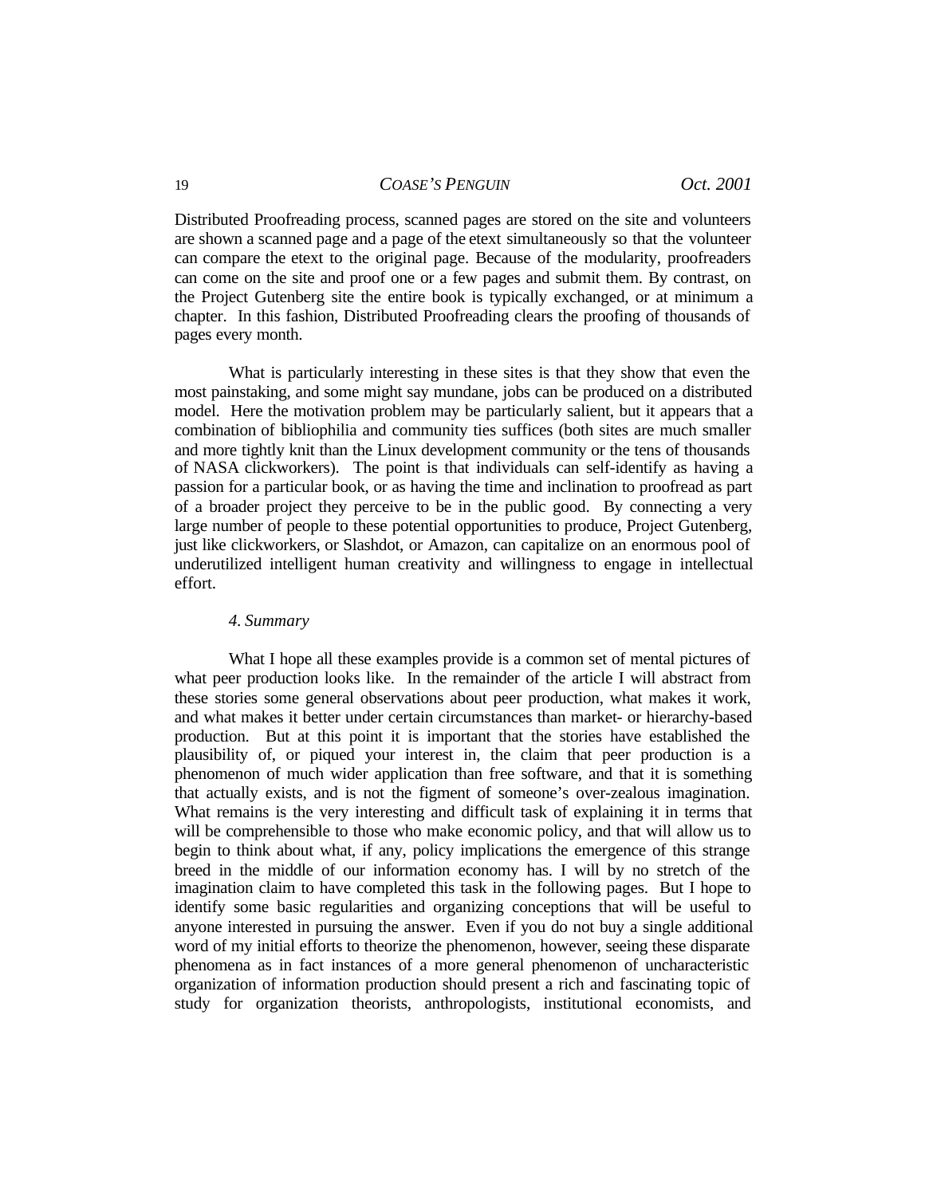Distributed Proofreading process, scanned pages are stored on the site and volunteers are shown a scanned page and a page of the etext simultaneously so that the volunteer can compare the etext to the original page. Because of the modularity, proofreaders can come on the site and proof one or a few pages and submit them. By contrast, on the Project Gutenberg site the entire book is typically exchanged, or at minimum a chapter. In this fashion, Distributed Proofreading clears the proofing of thousands of pages every month.

What is particularly interesting in these sites is that they show that even the most painstaking, and some might say mundane, jobs can be produced on a distributed model. Here the motivation problem may be particularly salient, but it appears that a combination of bibliophilia and community ties suffices (both sites are much smaller and more tightly knit than the Linux development community or the tens of thousands of NASA clickworkers). The point is that individuals can self-identify as having a passion for a particular book, or as having the time and inclination to proofread as part of a broader project they perceive to be in the public good. By connecting a very large number of people to these potential opportunities to produce, Project Gutenberg, just like clickworkers, or Slashdot, or Amazon, can capitalize on an enormous pool of underutilized intelligent human creativity and willingness to engage in intellectual effort.

*4. Summary*

What I hope all these examples provide is a common set of mental pictures of what peer production looks like. In the remainder of the article I will abstract from these stories some general observations about peer production, what makes it work, and what makes it better under certain circumstances than market- or hierarchy-based production. But at this point it is important that the stories have established the plausibility of, or piqued your interest in, the claim that peer production is a phenomenon of much wider application than free software, and that it is something that actually exists, and is not the figment of someone's over-zealous imagination. What remains is the very interesting and difficult task of explaining it in terms that will be comprehensible to those who make economic policy, and that will allow us to begin to think about what, if any, policy implications the emergence of this strange breed in the middle of our information economy has. I will by no stretch of the imagination claim to have completed this task in the following pages. But I hope to identify some basic regularities and organizing conceptions that will be useful to anyone interested in pursuing the answer. Even if you do not buy a single additional word of my initial efforts to theorize the phenomenon, however, seeing these disparate phenomena as in fact instances of a more general phenomenon of uncharacteristic organization of information production should present a rich and fascinating topic of study for organization theorists, anthropologists, institutional economists, and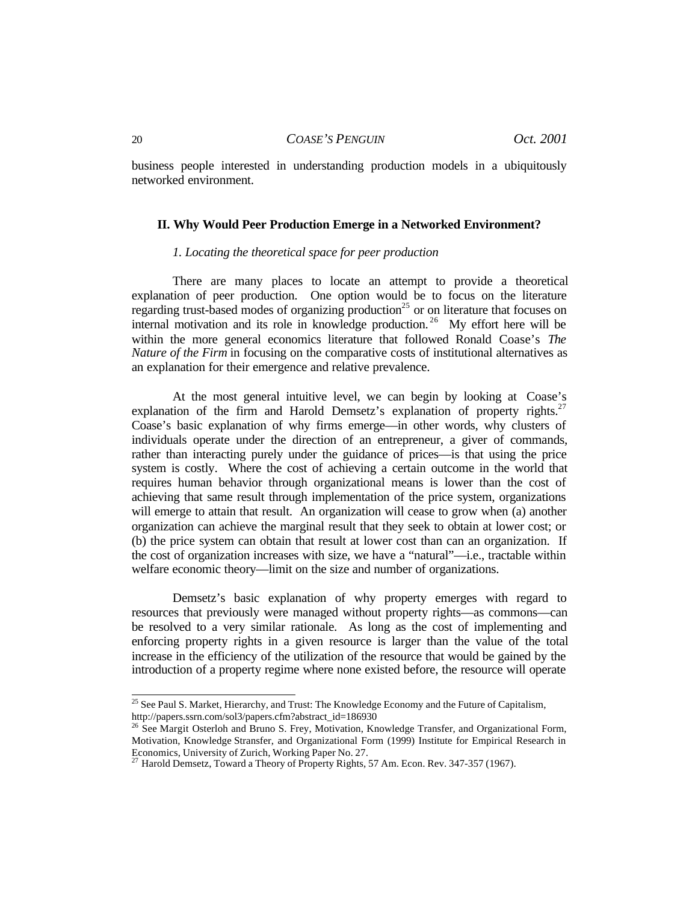business people interested in understanding production models in a ubiquitously networked environment.

## II. Why Would Peer Production Emerge in a Networked Environment?

### *1. Locating the theoretical space for peer production*

There are many places to locate an attempt to provide a theoretical explanation of peer production. One option would be to focus on the literature regarding trust-based modes of organizing production[25] or on literature that focuses on internal motivation and its role in knowledge production.[26] My effort here will be within the more general economics literature that followed Ronald Coase's *The Nature of the Firm* in focusing on the comparative costs of institutional alternatives as an explanation for their emergence and relative prevalence.

At the most general intuitive level, we can begin by looking at Coase's explanation of the firm and Harold Demsetz's explanation of property rights.[27] Coase's basic explanation of why firms emerge—in other words, why clusters of individuals operate under the direction of an entrepreneur, a giver of commands, rather than interacting purely under the guidance of prices—is that using the price system is costly. Where the cost of achieving a certain outcome in the world that requires human behavior through organizational means is lower than the cost of achieving that same result through implementation of the price system, organizations will emerge to attain that result. An organization will cease to grow when (a) another organization can achieve the marginal result that they seek to obtain at lower cost; or (b) the price system can obtain that result at lower cost than can an organization. If the cost of organization increases with size, we have a "natural"—i.e., tractable within welfare economic theory—limit on the size and number of organizations.

Demsetz's basic explanation of why property emerges with regard to resources that previously were managed without property rights—as commons—can be resolved to a very similar rationale. As long as the cost of implementing and enforcing property rights in a given resource is larger than the value of the total increase in the efficiency of the utilization of the resource that would be gained by the introduction of a property regime where none existed before, the resource will operate

---

[25] See Paul S. Market, Hierarchy, and Trust: The Knowledge Economy and the Future of Capitalism, http://papers.ssrn.com/sol3/papers.cfm?abstract_id=186930

[26] See Margit Osterloh and Bruno S. Frey, Motivation, Knowledge Transfer, and Organizational Form, Motivation, Knowledge Stransfer, and Organizational Form (1999) Institute for Empirical Research in Economics, University of Zurich, Working Paper No. 27.

[27] Harold Demsetz, Toward a Theory of Property Rights, 57 Am. Econ. Rev. 347-357 (1967).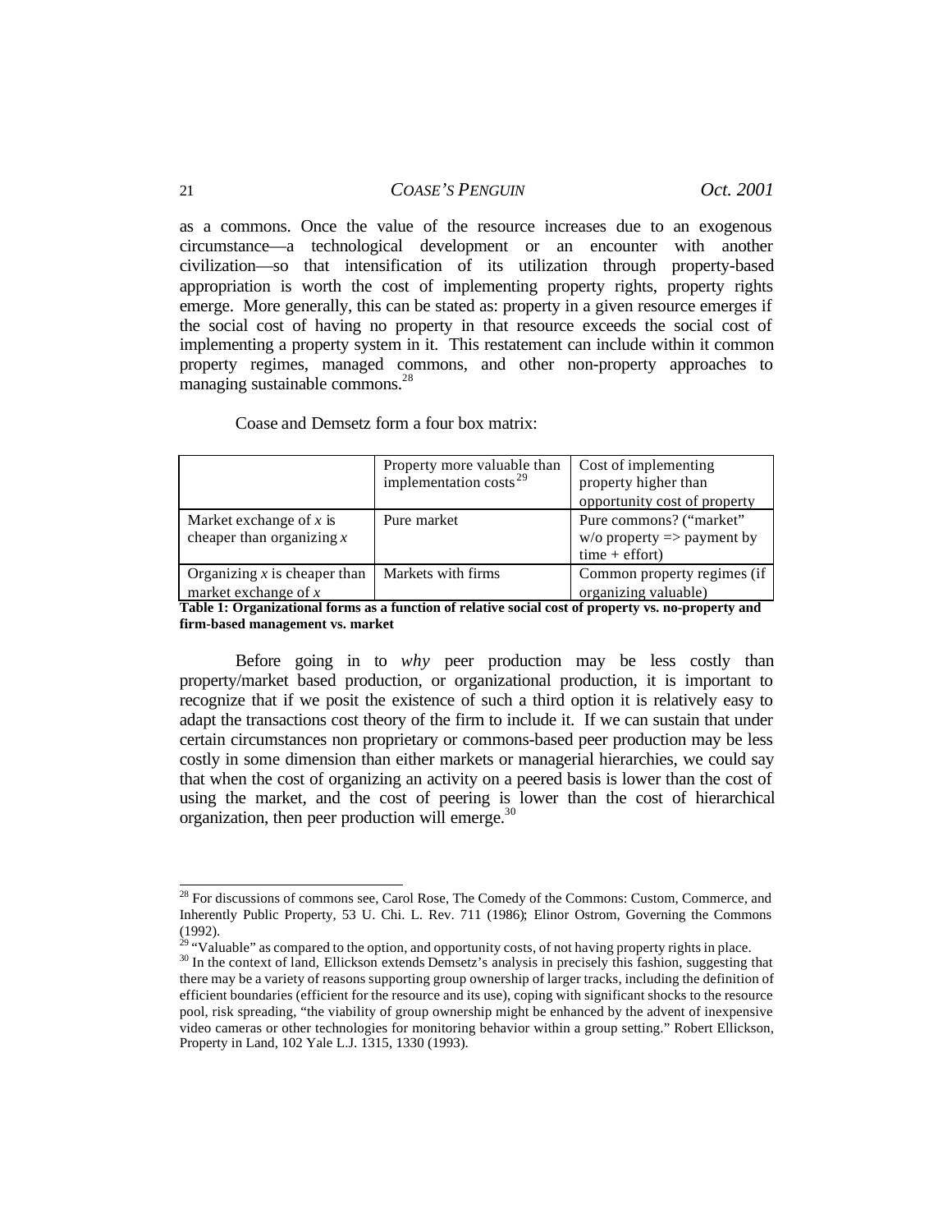as a commons. Once the value of the resource increases due to an exogenous circumstance—a technological development or an encounter with another civilization—so that intensification of its utilization through property-based appropriation is worth the cost of implementing property rights, property rights emerge. More generally, this can be stated as: property in a given resource emerges if the social cost of having no property in that resource exceeds the social cost of implementing a property system in it. This restatement can include within it common property regimes, managed commons, and other non-property approaches to managing sustainable commons.[28]

Coase and Demsetz form a four box matrix:

| | Property more valuable than implementation costs[29] | Cost of implementing property higher than opportunity cost of property |
|---|---|---|
| Market exchange of *x* is cheaper than organizing *x* | Pure market | Pure commons? ("market" w/o property => payment by time + effort) |
| Organizing *x* is cheaper than market exchange of *x* | Markets with firms | Common property regimes (if organizing valuable) |

**Table 1: Organizational forms as a function of relative social cost of property vs. no-property and firm-based management vs. market**

Before going in to *why* peer production may be less costly than property/market based production, or organizational production, it is important to recognize that if we posit the existence of such a third option it is relatively easy to adapt the transactions cost theory of the firm to include it. If we can sustain that under certain circumstances non proprietary or commons-based peer production may be less costly in some dimension than either markets or managerial hierarchies, we could say that when the cost of organizing an activity on a peered basis is lower than the cost of using the market, and the cost of peering is lower than the cost of hierarchical organization, then peer production will emerge.[30]

---

[28] For discussions of commons see, Carol Rose, The Comedy of the Commons: Custom, Commerce, and Inherently Public Property, 53 U. Chi. L. Rev. 711 (1986); Elinor Ostrom, Governing the Commons (1992).

[29] "Valuable" as compared to the option, and opportunity costs, of not having property rights in place.

[30] In the context of land, Ellickson extends Demsetz's analysis in precisely this fashion, suggesting that there may be a variety of reasons supporting group ownership of larger tracks, including the definition of efficient boundaries (efficient for the resource and its use), coping with significant shocks to the resource pool, risk spreading, "the viability of group ownership might be enhanced by the advent of inexpensive video cameras or other technologies for monitoring behavior within a group setting." Robert Ellickson, Property in Land, 102 Yale L.J. 1315, 1330 (1993).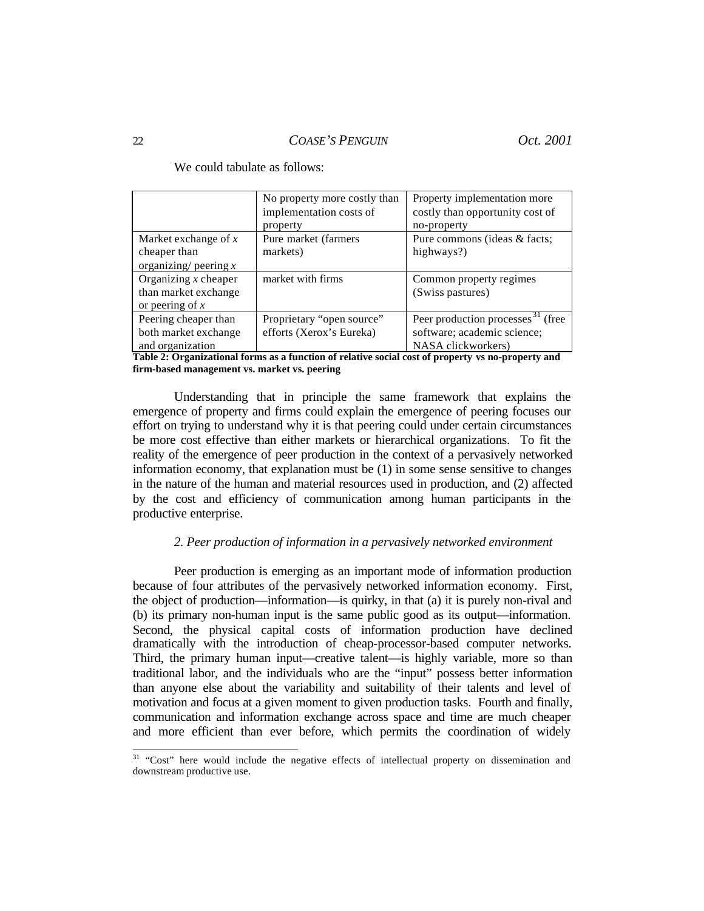We could tabulate as follows:

| | No property more costly than implementation costs of property | Property implementation more costly than opportunity cost of no-property |
|---|---|---|
| Market exchange of *x* cheaper than organizing/ peering *x* | Pure market (farmers markets) | Pure commons (ideas & facts; highways?) |
| Organizing *x* cheaper than market exchange or peering of *x* | market with firms | Common property regimes (Swiss pastures) |
| Peering cheaper than both market exchange and organization | Proprietary "open source" efforts (Xerox's Eureka) | Peer production processes[31] (free software; academic science; NASA clickworkers) |

**Table 2: Organizational forms as a function of relative social cost of property vs no-property and firm-based management vs. market vs. peering**

Understanding that in principle the same framework that explains the emergence of property and firms could explain the emergence of peering focuses our effort on trying to understand why it is that peering could under certain circumstances be more cost effective than either markets or hierarchical organizations. To fit the reality of the emergence of peer production in the context of a pervasively networked information economy, that explanation must be (1) in some sense sensitive to changes in the nature of the human and material resources used in production, and (2) affected by the cost and efficiency of communication among human participants in the productive enterprise.

### *2. Peer production of information in a pervasively networked environment*

Peer production is emerging as an important mode of information production because of four attributes of the pervasively networked information economy. First, the object of production—information—is quirky, in that (a) it is purely non-rival and (b) its primary non-human input is the same public good as its output—information. Second, the physical capital costs of information production have declined dramatically with the introduction of cheap-processor-based computer networks. Third, the primary human input—creative talent—is highly variable, more so than traditional labor, and the individuals who are the "input" possess better information than anyone else about the variability and suitability of their talents and level of motivation and focus at a given moment to given production tasks. Fourth and finally, communication and information exchange across space and time are much cheaper and more efficient than ever before, which permits the coordination of widely

[31] "Cost" here would include the negative effects of intellectual property on dissemination and downstream productive use.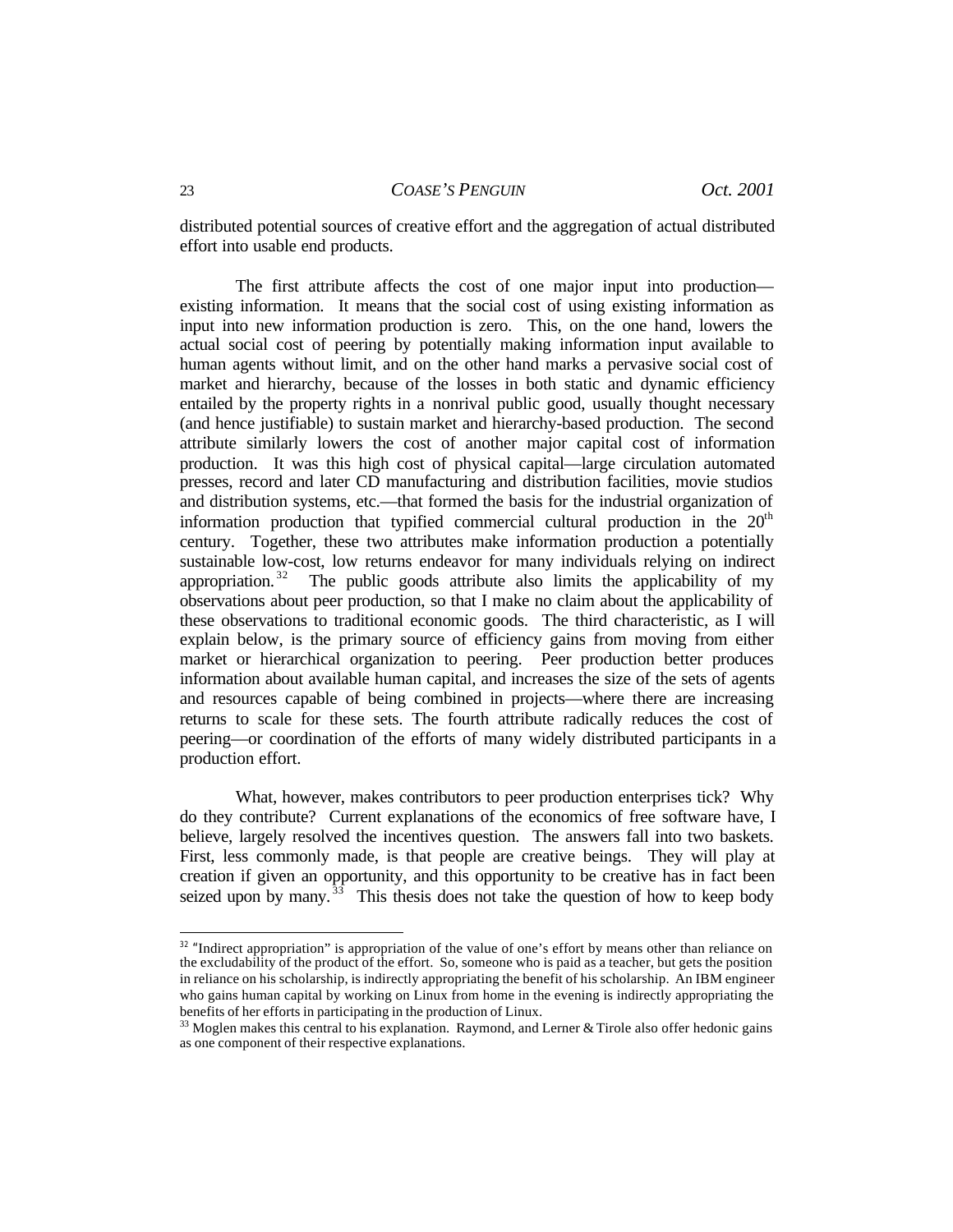distributed potential sources of creative effort and the aggregation of actual distributed effort into usable end products.

The first attribute affects the cost of one major input into production—existing information. It means that the social cost of using existing information as input into new information production is zero. This, on the one hand, lowers the actual social cost of peering by potentially making information input available to human agents without limit, and on the other hand marks a pervasive social cost of market and hierarchy, because of the losses in both static and dynamic efficiency entailed by the property rights in a nonrival public good, usually thought necessary (and hence justifiable) to sustain market and hierarchy-based production. The second attribute similarly lowers the cost of another major capital cost of information production. It was this high cost of physical capital—large circulation automated presses, record and later CD manufacturing and distribution facilities, movie studios and distribution systems, etc.—that formed the basis for the industrial organization of information production that typified commercial cultural production in the 20th century. Together, these two attributes make information production a potentially sustainable low-cost, low returns endeavor for many individuals relying on indirect appropriation.[32] The public goods attribute also limits the applicability of my observations about peer production, so that I make no claim about the applicability of these observations to traditional economic goods. The third characteristic, as I will explain below, is the primary source of efficiency gains from moving from either market or hierarchical organization to peering. Peer production better produces information about available human capital, and increases the size of the sets of agents and resources capable of being combined in projects—where there are increasing returns to scale for these sets. The fourth attribute radically reduces the cost of peering—or coordination of the efforts of many widely distributed participants in a production effort.

What, however, makes contributors to peer production enterprises tick? Why do they contribute? Current explanations of the economics of free software have, I believe, largely resolved the incentives question. The answers fall into two baskets. First, less commonly made, is that people are creative beings. They will play at creation if given an opportunity, and this opportunity to be creative has in fact been seized upon by many.[33] This thesis does not take the question of how to keep body

---

[32] "Indirect appropriation" is appropriation of the value of one's effort by means other than reliance on the excludability of the product of the effort. So, someone who is paid as a teacher, but gets the position in reliance on his scholarship, is indirectly appropriating the benefit of his scholarship. An IBM engineer who gains human capital by working on Linux from home in the evening is indirectly appropriating the benefits of her efforts in participating in the production of Linux.

[33] Moglen makes this central to his explanation. Raymond, and Lerner & Tirole also offer hedonic gains as one component of their respective explanations.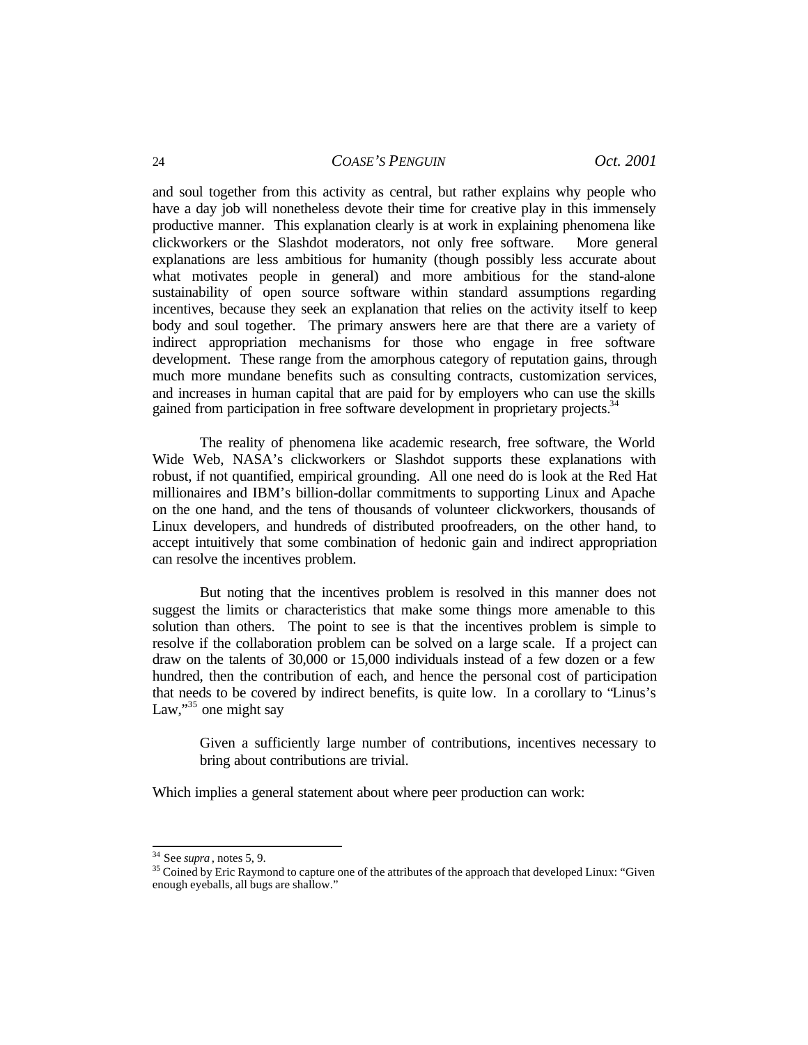and soul together from this activity as central, but rather explains why people who have a day job will nonetheless devote their time for creative play in this immensely productive manner. This explanation clearly is at work in explaining phenomena like clickworkers or the Slashdot moderators, not only free software. More general explanations are less ambitious for humanity (though possibly less accurate about what motivates people in general) and more ambitious for the stand-alone sustainability of open source software within standard assumptions regarding incentives, because they seek an explanation that relies on the activity itself to keep body and soul together. The primary answers here are that there are a variety of indirect appropriation mechanisms for those who engage in free software development. These range from the amorphous category of reputation gains, through much more mundane benefits such as consulting contracts, customization services, and increases in human capital that are paid for by employers who can use the skills gained from participation in free software development in proprietary projects.[34]

The reality of phenomena like academic research, free software, the World Wide Web, NASA's clickworkers or Slashdot supports these explanations with robust, if not quantified, empirical grounding. All one need do is look at the Red Hat millionaires and IBM's billion-dollar commitments to supporting Linux and Apache on the one hand, and the tens of thousands of volunteer clickworkers, thousands of Linux developers, and hundreds of distributed proofreaders, on the other hand, to accept intuitively that some combination of hedonic gain and indirect appropriation can resolve the incentives problem.

But noting that the incentives problem is resolved in this manner does not suggest the limits or characteristics that make some things more amenable to this solution than others. The point to see is that the incentives problem is simple to resolve if the collaboration problem can be solved on a large scale. If a project can draw on the talents of 30,000 or 15,000 individuals instead of a few dozen or a few hundred, then the contribution of each, and hence the personal cost of participation that needs to be covered by indirect benefits, is quite low. In a corollary to "Linus's Law,"[35] one might say

> Given a sufficiently large number of contributions, incentives necessary to bring about contributions are trivial.

Which implies a general statement about where peer production can work:

---

[34] See *supra*, notes 5, 9.

[35] Coined by Eric Raymond to capture one of the attributes of the approach that developed Linux: "Given enough eyeballs, all bugs are shallow."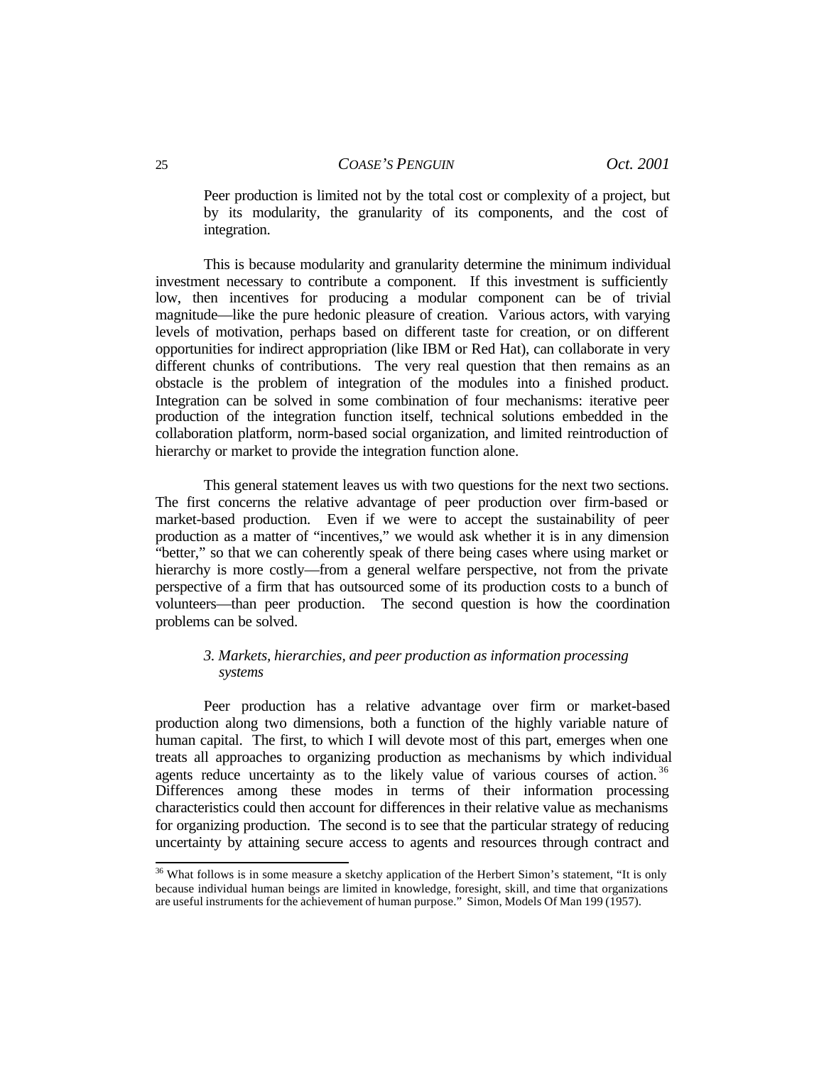> Peer production is limited not by the total cost or complexity of a project, but by its modularity, the granularity of its components, and the cost of integration.

This is because modularity and granularity determine the minimum individual investment necessary to contribute a component. If this investment is sufficiently low, then incentives for producing a modular component can be of trivial magnitude—like the pure hedonic pleasure of creation. Various actors, with varying levels of motivation, perhaps based on different taste for creation, or on different opportunities for indirect appropriation (like IBM or Red Hat), can collaborate in very different chunks of contributions. The very real question that then remains as an obstacle is the problem of integration of the modules into a finished product. Integration can be solved in some combination of four mechanisms: iterative peer production of the integration function itself, technical solutions embedded in the collaboration platform, norm-based social organization, and limited reintroduction of hierarchy or market to provide the integration function alone.

This general statement leaves us with two questions for the next two sections. The first concerns the relative advantage of peer production over firm-based or market-based production. Even if we were to accept the sustainability of peer production as a matter of "incentives," we would ask whether it is in any dimension "better," so that we can coherently speak of there being cases where using market or hierarchy is more costly—from a general welfare perspective, not from the private perspective of a firm that has outsourced some of its production costs to a bunch of volunteers—than peer production. The second question is how the coordination problems can be solved.

### *3. Markets, hierarchies, and peer production as information processing systems*

Peer production has a relative advantage over firm or market-based production along two dimensions, both a function of the highly variable nature of human capital. The first, to which I will devote most of this part, emerges when one treats all approaches to organizing production as mechanisms by which individual agents reduce uncertainty as to the likely value of various courses of action.[36] Differences among these modes in terms of their information processing characteristics could then account for differences in their relative value as mechanisms for organizing production. The second is to see that the particular strategy of reducing uncertainty by attaining secure access to agents and resources through contract and

---

[36] What follows is in some measure a sketchy application of the Herbert Simon's statement, "It is only because individual human beings are limited in knowledge, foresight, skill, and time that organizations are useful instruments for the achievement of human purpose." Simon, Models Of Man 199 (1957).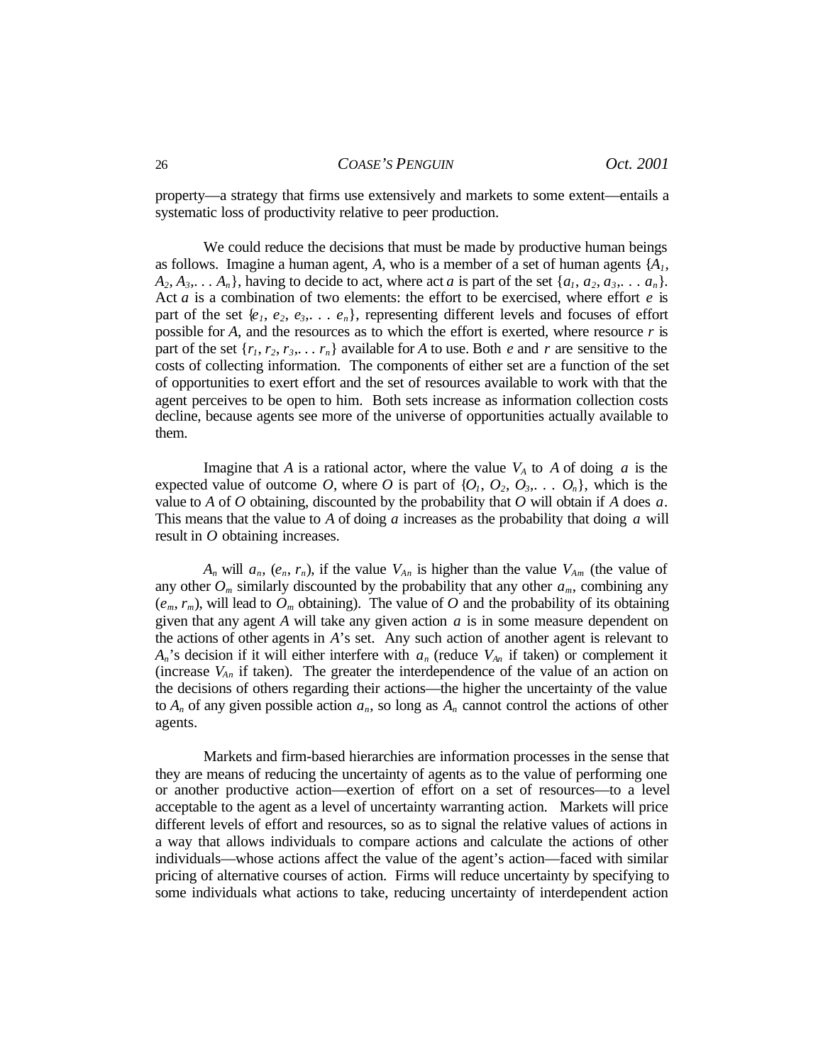property—a strategy that firms use extensively and markets to some extent—entails a systematic loss of productivity relative to peer production.

We could reduce the decisions that must be made by productive human beings as follows. Imagine a human agent, $A$, who is a member of a set of human agents $\{A_1, A_2, A_3, \ldots A_n\}$, having to decide to act, where act $a$ is part of the set $\{a_1, a_2, a_3, \ldots a_n\}$. Act $a$ is a combination of two elements: the effort to be exercised, where effort $e$ is part of the set $\{e_1, e_2, e_3, \ldots e_n\}$, representing different levels and focuses of effort possible for $A$, and the resources as to which the effort is exerted, where resource $r$ is part of the set $\{r_1, r_2, r_3, \ldots r_n\}$ available for $A$ to use. Both $e$ and $r$ are sensitive to the costs of collecting information. The components of either set are a function of the set of opportunities to exert effort and the set of resources available to work with that the agent perceives to be open to him. Both sets increase as information collection costs decline, because agents see more of the universe of opportunities actually available to them.

Imagine that $A$ is a rational actor, where the value $V_A$ to $A$ of doing $a$ is the expected value of outcome $O$, where $O$ is part of $\{O_1, O_2, O_3, \ldots O_n\}$, which is the value to $A$ of $O$ obtaining, discounted by the probability that $O$ will obtain if $A$ does $a$. This means that the value to $A$ of doing $a$ increases as the probability that doing $a$ will result in $O$ obtaining increases.

$A_n$ will $a_n$, $(e_n, r_n)$, if the value $V_{An}$ is higher than the value $V_{Am}$ (the value of any other $O_m$ similarly discounted by the probability that any other $a_m$, combining any $(e_m, r_m)$, will lead to $O_m$ obtaining). The value of $O$ and the probability of its obtaining given that any agent $A$ will take any given action $a$ is in some measure dependent on the actions of other agents in $A$'s set. Any such action of another agent is relevant to $A_n$'s decision if it will either interfere with $a_n$ (reduce $V_{An}$ if taken) or complement it (increase $V_{An}$ if taken). The greater the interdependence of the value of an action on the decisions of others regarding their actions—the higher the uncertainty of the value to $A_n$ of any given possible action $a_n$, so long as $A_n$ cannot control the actions of other agents.

Markets and firm-based hierarchies are information processes in the sense that they are means of reducing the uncertainty of agents as to the value of performing one or another productive action—exertion of effort on a set of resources—to a level acceptable to the agent as a level of uncertainty warranting action. Markets will price different levels of effort and resources, so as to signal the relative values of actions in a way that allows individuals to compare actions and calculate the actions of other individuals—whose actions affect the value of the agent's action—faced with similar pricing of alternative courses of action. Firms will reduce uncertainty by specifying to some individuals what actions to take, reducing uncertainty of interdependent action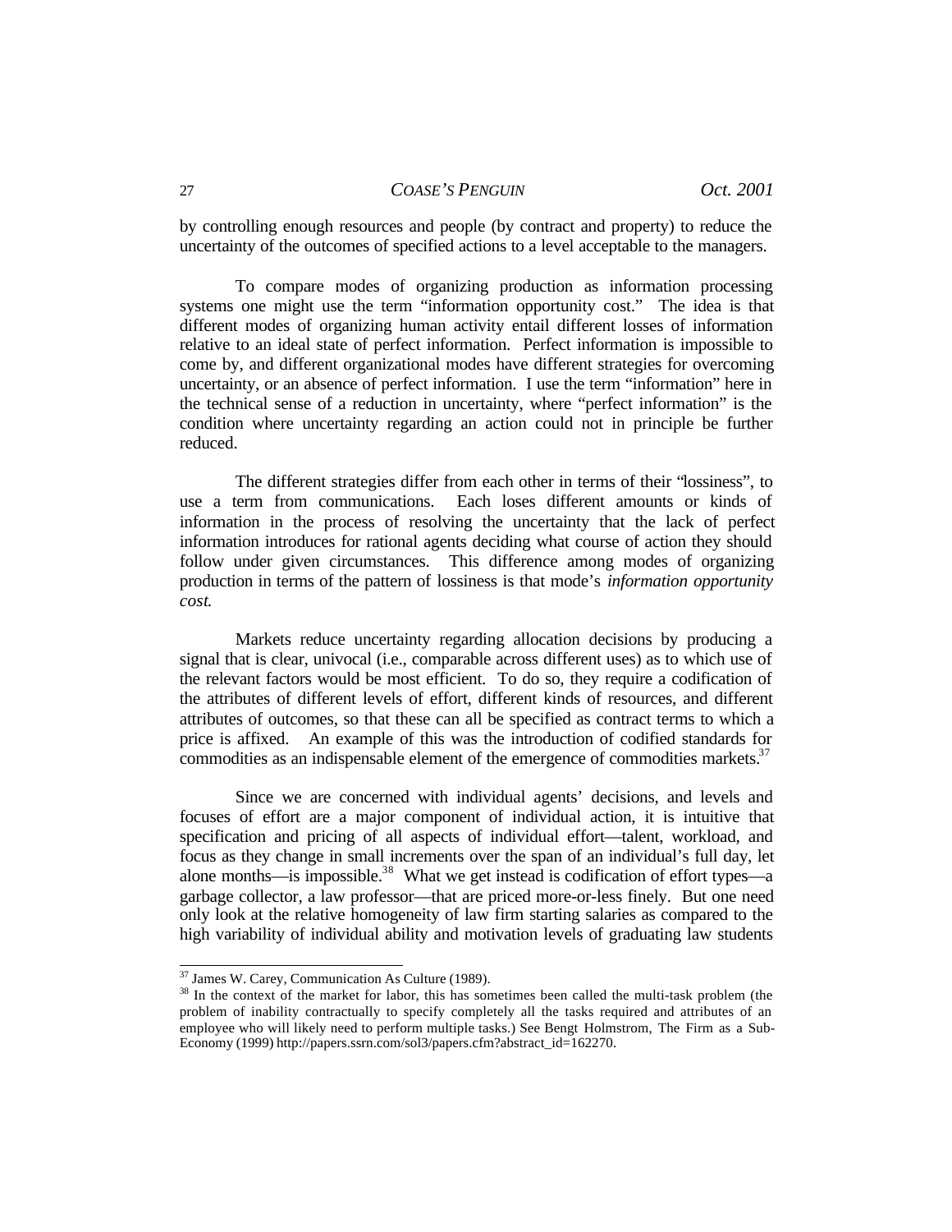by controlling enough resources and people (by contract and property) to reduce the uncertainty of the outcomes of specified actions to a level acceptable to the managers.

To compare modes of organizing production as information processing systems one might use the term "information opportunity cost." The idea is that different modes of organizing human activity entail different losses of information relative to an ideal state of perfect information. Perfect information is impossible to come by, and different organizational modes have different strategies for overcoming uncertainty, or an absence of perfect information. I use the term "information" here in the technical sense of a reduction in uncertainty, where "perfect information" is the condition where uncertainty regarding an action could not in principle be further reduced.

The different strategies differ from each other in terms of their "lossiness", to use a term from communications. Each loses different amounts or kinds of information in the process of resolving the uncertainty that the lack of perfect information introduces for rational agents deciding what course of action they should follow under given circumstances. This difference among modes of organizing production in terms of the pattern of lossiness is that mode's *information opportunity cost.*

Markets reduce uncertainty regarding allocation decisions by producing a signal that is clear, univocal (i.e., comparable across different uses) as to which use of the relevant factors would be most efficient. To do so, they require a codification of the attributes of different levels of effort, different kinds of resources, and different attributes of outcomes, so that these can all be specified as contract terms to which a price is affixed. An example of this was the introduction of codified standards for commodities as an indispensable element of the emergence of commodities markets.[37]

Since we are concerned with individual agents' decisions, and levels and focuses of effort are a major component of individual action, it is intuitive that specification and pricing of all aspects of individual effort—talent, workload, and focus as they change in small increments over the span of an individual's full day, let alone months—is impossible.[38] What we get instead is codification of effort types—a garbage collector, a law professor—that are priced more-or-less finely. But one need only look at the relative homogeneity of law firm starting salaries as compared to the high variability of individual ability and motivation levels of graduating law students

---

[37] James W. Carey, Communication As Culture (1989).

[38] In the context of the market for labor, this has sometimes been called the multi-task problem (the problem of inability contractually to specify completely all the tasks required and attributes of an employee who will likely need to perform multiple tasks.) See Bengt Holmstrom, The Firm as a Sub-Economy (1999) http://papers.ssrn.com/sol3/papers.cfm?abstract_id=162270.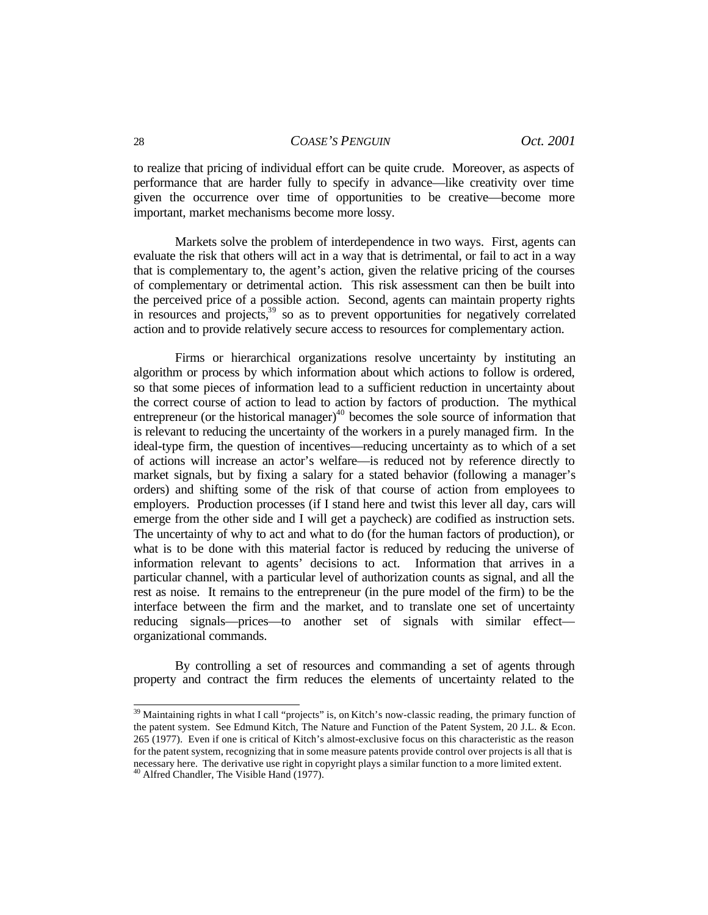to realize that pricing of individual effort can be quite crude. Moreover, as aspects of performance that are harder fully to specify in advance—like creativity over time given the occurrence over time of opportunities to be creative—become more important, market mechanisms become more lossy.

Markets solve the problem of interdependence in two ways. First, agents can evaluate the risk that others will act in a way that is detrimental, or fail to act in a way that is complementary to, the agent's action, given the relative pricing of the courses of complementary or detrimental action. This risk assessment can then be built into the perceived price of a possible action. Second, agents can maintain property rights in resources and projects,[39] so as to prevent opportunities for negatively correlated action and to provide relatively secure access to resources for complementary action.

Firms or hierarchical organizations resolve uncertainty by instituting an algorithm or process by which information about which actions to follow is ordered, so that some pieces of information lead to a sufficient reduction in uncertainty about the correct course of action to lead to action by factors of production. The mythical entrepreneur (or the historical manager)[40] becomes the sole source of information that is relevant to reducing the uncertainty of the workers in a purely managed firm. In the ideal-type firm, the question of incentives—reducing uncertainty as to which of a set of actions will increase an actor's welfare—is reduced not by reference directly to market signals, but by fixing a salary for a stated behavior (following a manager's orders) and shifting some of the risk of that course of action from employees to employers. Production processes (if I stand here and twist this lever all day, cars will emerge from the other side and I will get a paycheck) are codified as instruction sets. The uncertainty of why to act and what to do (for the human factors of production), or what is to be done with this material factor is reduced by reducing the universe of information relevant to agents' decisions to act. Information that arrives in a particular channel, with a particular level of authorization counts as signal, and all the rest as noise. It remains to the entrepreneur (in the pure model of the firm) to be the interface between the firm and the market, and to translate one set of uncertainty reducing signals—prices—to another set of signals with similar effect—organizational commands.

By controlling a set of resources and commanding a set of agents through property and contract the firm reduces the elements of uncertainty related to the

---

[39] Maintaining rights in what I call "projects" is, on Kitch's now-classic reading, the primary function of the patent system. See Edmund Kitch, The Nature and Function of the Patent System, 20 J.L. & Econ. 265 (1977). Even if one is critical of Kitch's almost-exclusive focus on this characteristic as the reason for the patent system, recognizing that in some measure patents provide control over projects is all that is necessary here. The derivative use right in copyright plays a similar function to a more limited extent.

[40] Alfred Chandler, The Visible Hand (1977).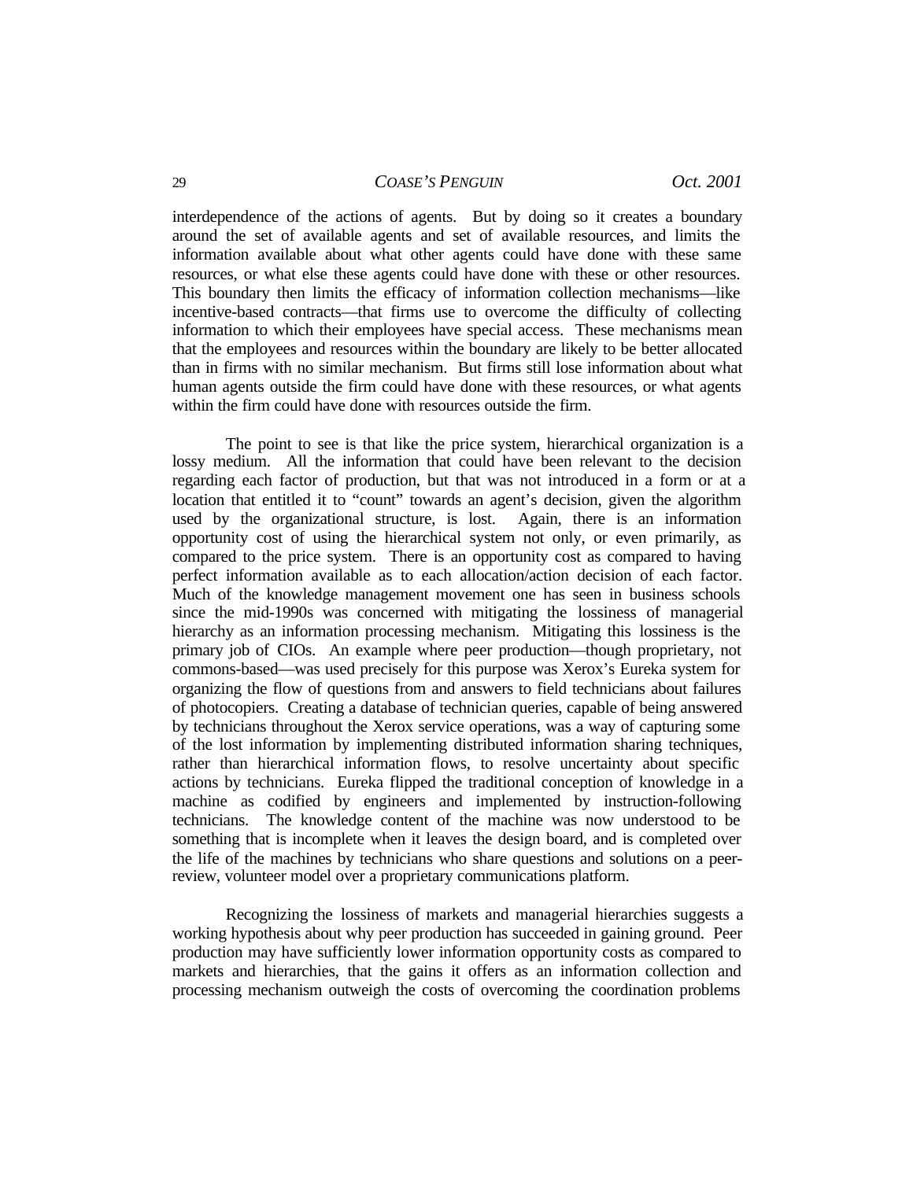interdependence of the actions of agents. But by doing so it creates a boundary around the set of available agents and set of available resources, and limits the information available about what other agents could have done with these same resources, or what else these agents could have done with these or other resources. This boundary then limits the efficacy of information collection mechanisms—like incentive-based contracts—that firms use to overcome the difficulty of collecting information to which their employees have special access. These mechanisms mean that the employees and resources within the boundary are likely to be better allocated than in firms with no similar mechanism. But firms still lose information about what human agents outside the firm could have done with these resources, or what agents within the firm could have done with resources outside the firm.

The point to see is that like the price system, hierarchical organization is a lossy medium. All the information that could have been relevant to the decision regarding each factor of production, but that was not introduced in a form or at a location that entitled it to "count" towards an agent's decision, given the algorithm used by the organizational structure, is lost. Again, there is an information opportunity cost of using the hierarchical system not only, or even primarily, as compared to the price system. There is an opportunity cost as compared to having perfect information available as to each allocation/action decision of each factor. Much of the knowledge management movement one has seen in business schools since the mid-1990s was concerned with mitigating the lossiness of managerial hierarchy as an information processing mechanism. Mitigating this lossiness is the primary job of CIOs. An example where peer production—though proprietary, not commons-based—was used precisely for this purpose was Xerox's Eureka system for organizing the flow of questions from and answers to field technicians about failures of photocopiers. Creating a database of technician queries, capable of being answered by technicians throughout the Xerox service operations, was a way of capturing some of the lost information by implementing distributed information sharing techniques, rather than hierarchical information flows, to resolve uncertainty about specific actions by technicians. Eureka flipped the traditional conception of knowledge in a machine as codified by engineers and implemented by instruction-following technicians. The knowledge content of the machine was now understood to be something that is incomplete when it leaves the design board, and is completed over the life of the machines by technicians who share questions and solutions on a peer-review, volunteer model over a proprietary communications platform.

Recognizing the lossiness of markets and managerial hierarchies suggests a working hypothesis about why peer production has succeeded in gaining ground. Peer production may have sufficiently lower information opportunity costs as compared to markets and hierarchies, that the gains it offers as an information collection and processing mechanism outweigh the costs of overcoming the coordination problems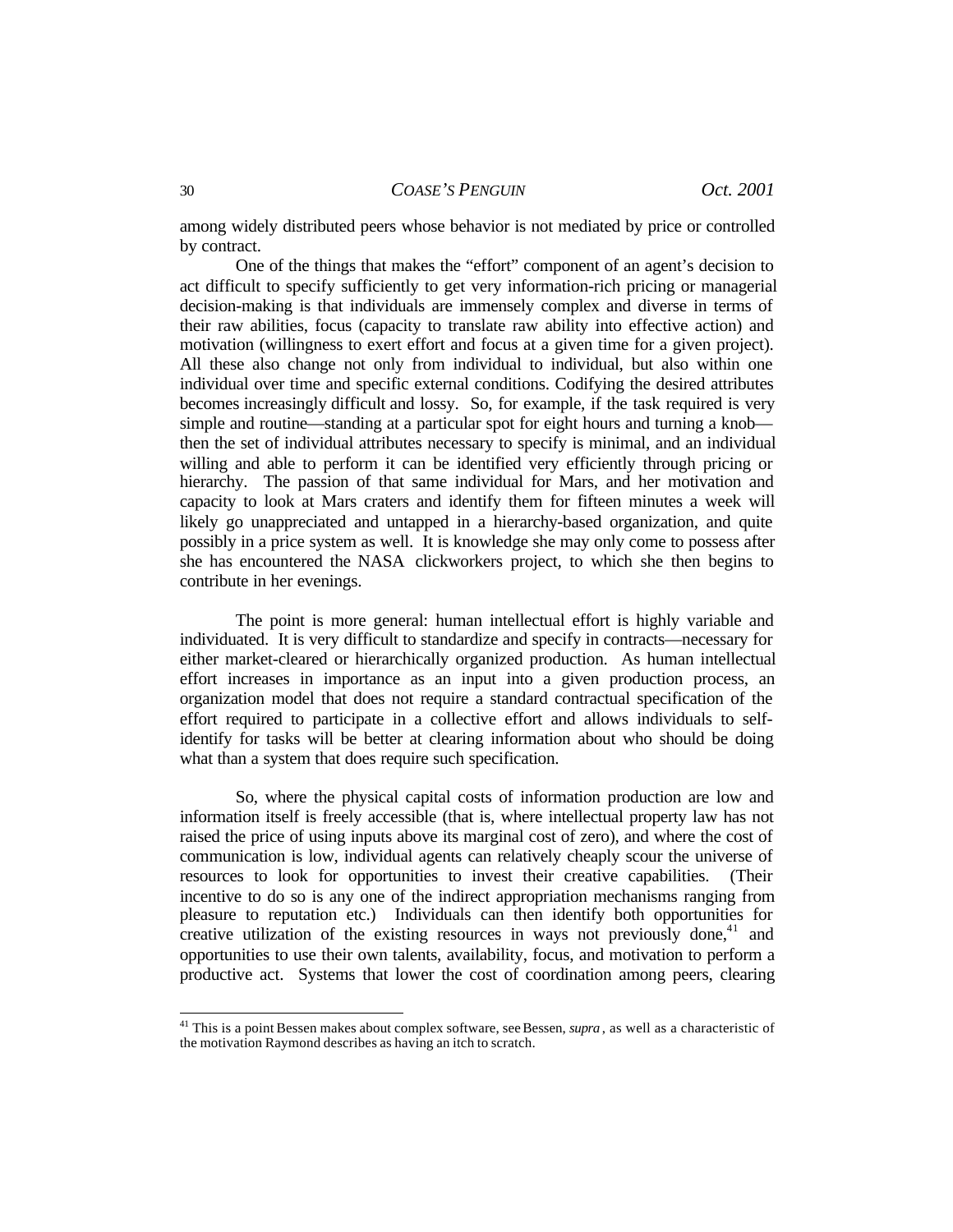among widely distributed peers whose behavior is not mediated by price or controlled by contract.

One of the things that makes the "effort" component of an agent's decision to act difficult to specify sufficiently to get very information-rich pricing or managerial decision-making is that individuals are immensely complex and diverse in terms of their raw abilities, focus (capacity to translate raw ability into effective action) and motivation (willingness to exert effort and focus at a given time for a given project). All these also change not only from individual to individual, but also within one individual over time and specific external conditions. Codifying the desired attributes becomes increasingly difficult and lossy. So, for example, if the task required is very simple and routine—standing at a particular spot for eight hours and turning a knob—then the set of individual attributes necessary to specify is minimal, and an individual willing and able to perform it can be identified very efficiently through pricing or hierarchy. The passion of that same individual for Mars, and her motivation and capacity to look at Mars craters and identify them for fifteen minutes a week will likely go unappreciated and untapped in a hierarchy-based organization, and quite possibly in a price system as well. It is knowledge she may only come to possess after she has encountered the NASA clickworkers project, to which she then begins to contribute in her evenings.

The point is more general: human intellectual effort is highly variable and individuated. It is very difficult to standardize and specify in contracts—necessary for either market-cleared or hierarchically organized production. As human intellectual effort increases in importance as an input into a given production process, an organization model that does not require a standard contractual specification of the effort required to participate in a collective effort and allows individuals to self-identify for tasks will be better at clearing information about who should be doing what than a system that does require such specification.

So, where the physical capital costs of information production are low and information itself is freely accessible (that is, where intellectual property law has not raised the price of using inputs above its marginal cost of zero), and where the cost of communication is low, individual agents can relatively cheaply scour the universe of resources to look for opportunities to invest their creative capabilities. (Their incentive to do so is any one of the indirect appropriation mechanisms ranging from pleasure to reputation etc.) Individuals can then identify both opportunities for creative utilization of the existing resources in ways not previously done,[41] and opportunities to use their own talents, availability, focus, and motivation to perform a productive act. Systems that lower the cost of coordination among peers, clearing

[41] This is a point Bessen makes about complex software, see Bessen, *supra*, as well as a characteristic of the motivation Raymond describes as having an itch to scratch.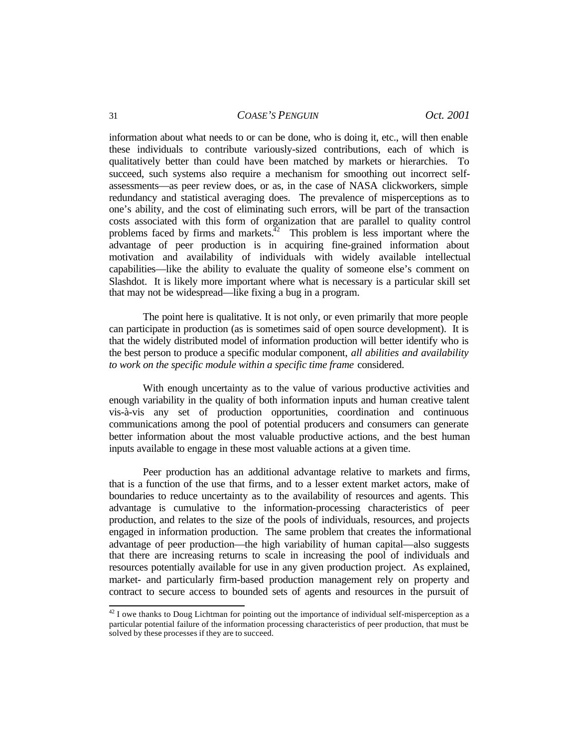information about what needs to or can be done, who is doing it, etc., will then enable these individuals to contribute variously-sized contributions, each of which is qualitatively better than could have been matched by markets or hierarchies. To succeed, such systems also require a mechanism for smoothing out incorrect self-assessments—as peer review does, or as, in the case of NASA clickworkers, simple redundancy and statistical averaging does. The prevalence of misperceptions as to one's ability, and the cost of eliminating such errors, will be part of the transaction costs associated with this form of organization that are parallel to quality control problems faced by firms and markets.[42] This problem is less important where the advantage of peer production is in acquiring fine-grained information about motivation and availability of individuals with widely available intellectual capabilities—like the ability to evaluate the quality of someone else's comment on Slashdot. It is likely more important where what is necessary is a particular skill set that may not be widespread—like fixing a bug in a program.

The point here is qualitative. It is not only, or even primarily that more people can participate in production (as is sometimes said of open source development). It is that the widely distributed model of information production will better identify who is the best person to produce a specific modular component, *all abilities and availability to work on the specific module within a specific time frame* considered.

With enough uncertainty as to the value of various productive activities and enough variability in the quality of both information inputs and human creative talent vis-à-vis any set of production opportunities, coordination and continuous communications among the pool of potential producers and consumers can generate better information about the most valuable productive actions, and the best human inputs available to engage in these most valuable actions at a given time.

Peer production has an additional advantage relative to markets and firms, that is a function of the use that firms, and to a lesser extent market actors, make of boundaries to reduce uncertainty as to the availability of resources and agents. This advantage is cumulative to the information-processing characteristics of peer production, and relates to the size of the pools of individuals, resources, and projects engaged in information production. The same problem that creates the informational advantage of peer production—the high variability of human capital—also suggests that there are increasing returns to scale in increasing the pool of individuals and resources potentially available for use in any given production project. As explained, market- and particularly firm-based production management rely on property and contract to secure access to bounded sets of agents and resources in the pursuit of

[42] I owe thanks to Doug Lichtman for pointing out the importance of individual self-misperception as a particular potential failure of the information processing characteristics of peer production, that must be solved by these processes if they are to succeed.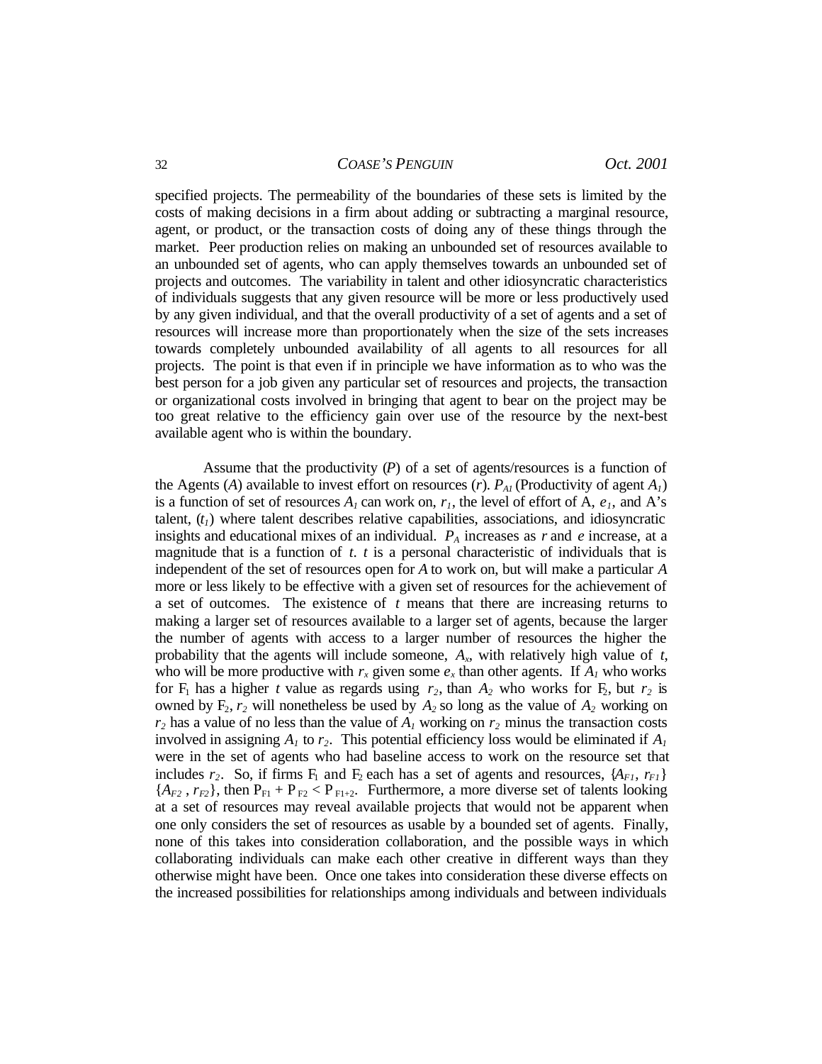specified projects. The permeability of the boundaries of these sets is limited by the costs of making decisions in a firm about adding or subtracting a marginal resource, agent, or product, or the transaction costs of doing any of these things through the market. Peer production relies on making an unbounded set of resources available to an unbounded set of agents, who can apply themselves towards an unbounded set of projects and outcomes. The variability in talent and other idiosyncratic characteristics of individuals suggests that any given resource will be more or less productively used by any given individual, and that the overall productivity of a set of agents and a set of resources will increase more than proportionately when the size of the sets increases towards completely unbounded availability of all agents to all resources for all projects. The point is that even if in principle we have information as to who was the best person for a job given any particular set of resources and projects, the transaction or organizational costs involved in bringing that agent to bear on the project may be too great relative to the efficiency gain over use of the resource by the next-best available agent who is within the boundary.

Assume that the productivity ($P$) of a set of agents/resources is a function of the Agents ($A$) available to invest effort on resources ($r$). $P_{A1}$ (Productivity of agent $A_1$) is a function of set of resources $A_1$ can work on, $r_1$, the level of effort of A, $e_1$, and A's talent, ($t_1$) where talent describes relative capabilities, associations, and idiosyncratic insights and educational mixes of an individual. $P_A$ increases as $r$ and $e$ increase, at a magnitude that is a function of $t$. $t$ is a personal characteristic of individuals that is independent of the set of resources open for $A$ to work on, but will make a particular $A$ more or less likely to be effective with a given set of resources for the achievement of a set of outcomes. The existence of $t$ means that there are increasing returns to making a larger set of resources available to a larger set of agents, because the larger the number of agents with access to a larger number of resources the higher the probability that the agents will include someone, $A_x$, with relatively high value of $t$, who will be more productive with $r_x$ given some $e_x$ than other agents. If $A_1$ who works for $F_1$ has a higher $t$ value as regards using $r_2$, than $A_2$ who works for $F_2$, but $r_2$ is owned by $F_2$, $r_2$ will nonetheless be used by $A_2$ so long as the value of $A_2$ working on $r_2$ has a value of no less than the value of $A_1$ working on $r_2$ minus the transaction costs involved in assigning $A_1$ to $r_2$. This potential efficiency loss would be eliminated if $A_1$ were in the set of agents who had baseline access to work on the resource set that includes $r_2$. So, if firms $F_1$ and $F_2$ each has a set of agents and resources, $\{A_{F1}, r_{F1}\}$ $\{A_{F2}, r_{F2}\}$, then $P_{F1} + P_{F2} < P_{F1+2}$. Furthermore, a more diverse set of talents looking at a set of resources may reveal available projects that would not be apparent when one only considers the set of resources as usable by a bounded set of agents. Finally, none of this takes into consideration collaboration, and the possible ways in which collaborating individuals can make each other creative in different ways than they otherwise might have been. Once one takes into consideration these diverse effects on the increased possibilities for relationships among individuals and between individuals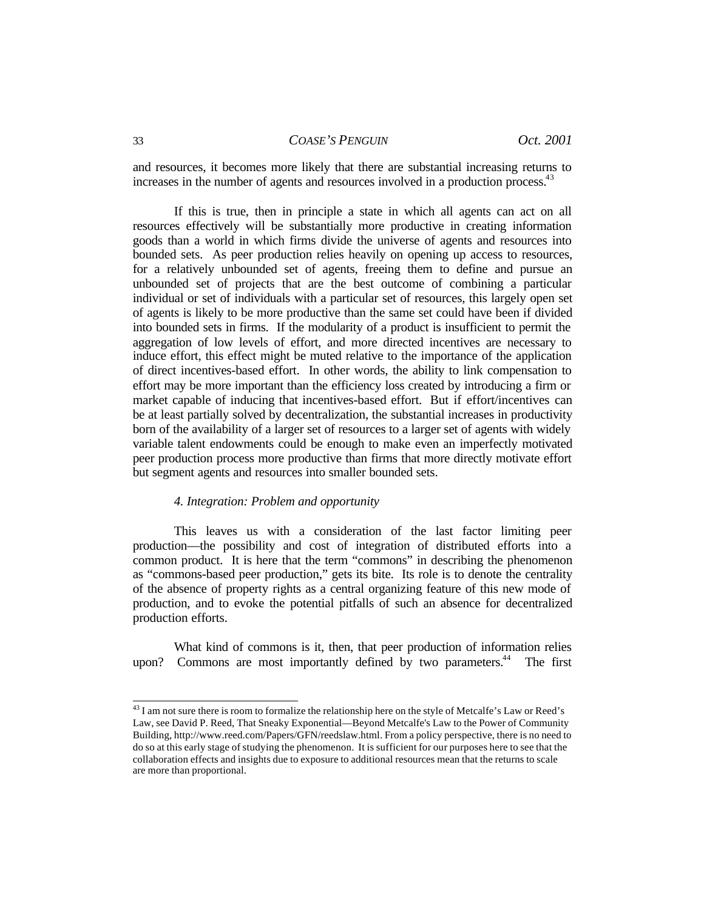and resources, it becomes more likely that there are substantial increasing returns to increases in the number of agents and resources involved in a production process.[43]

If this is true, then in principle a state in which all agents can act on all resources effectively will be substantially more productive in creating information goods than a world in which firms divide the universe of agents and resources into bounded sets. As peer production relies heavily on opening up access to resources, for a relatively unbounded set of agents, freeing them to define and pursue an unbounded set of projects that are the best outcome of combining a particular individual or set of individuals with a particular set of resources, this largely open set of agents is likely to be more productive than the same set could have been if divided into bounded sets in firms. If the modularity of a product is insufficient to permit the aggregation of low levels of effort, and more directed incentives are necessary to induce effort, this effect might be muted relative to the importance of the application of direct incentives-based effort. In other words, the ability to link compensation to effort may be more important than the efficiency loss created by introducing a firm or market capable of inducing that incentives-based effort. But if effort/incentives can be at least partially solved by decentralization, the substantial increases in productivity born of the availability of a larger set of resources to a larger set of agents with widely variable talent endowments could be enough to make even an imperfectly motivated peer production process more productive than firms that more directly motivate effort but segment agents and resources into smaller bounded sets.

#### *4. Integration: Problem and opportunity*

This leaves us with a consideration of the last factor limiting peer production—the possibility and cost of integration of distributed efforts into a common product. It is here that the term "commons" in describing the phenomenon as "commons-based peer production," gets its bite. Its role is to denote the centrality of the absence of property rights as a central organizing feature of this new mode of production, and to evoke the potential pitfalls of such an absence for decentralized production efforts.

What kind of commons is it, then, that peer production of information relies upon? Commons are most importantly defined by two parameters.[44] The first

---

[43] I am not sure there is room to formalize the relationship here on the style of Metcalfe's Law or Reed's Law, see David P. Reed, That Sneaky Exponential—Beyond Metcalfe's Law to the Power of Community Building, http://www.reed.com/Papers/GFN/reedslaw.html. From a policy perspective, there is no need to do so at this early stage of studying the phenomenon. It is sufficient for our purposes here to see that the collaboration effects and insights due to exposure to additional resources mean that the returns to scale are more than proportional.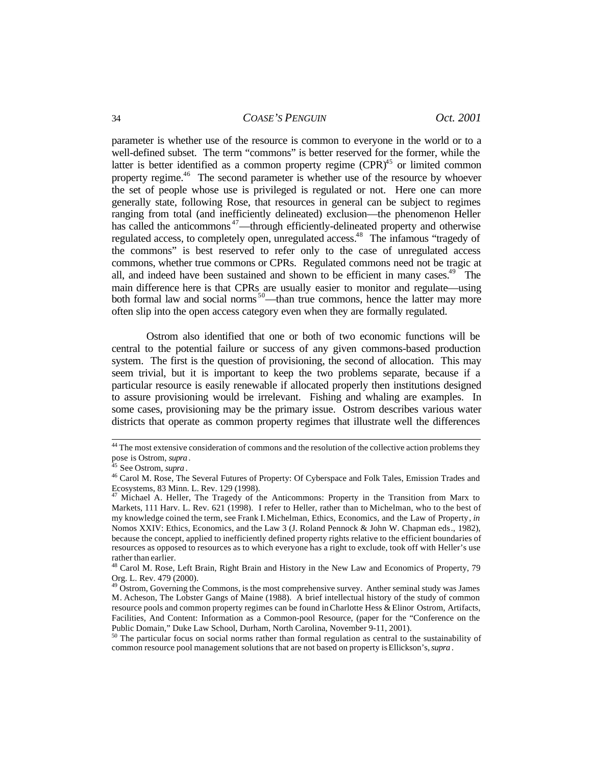parameter is whether use of the resource is common to everyone in the world or to a well-defined subset. The term "commons" is better reserved for the former, while the latter is better identified as a common property regime (CPR)[45] or limited common property regime.[46] The second parameter is whether use of the resource by whoever the set of people whose use is privileged is regulated or not. Here one can more generally state, following Rose, that resources in general can be subject to regimes ranging from total (and inefficiently delineated) exclusion—the phenomenon Heller has called the anticommons[47]—through efficiently-delineated property and otherwise regulated access, to completely open, unregulated access.[48] The infamous "tragedy of the commons" is best reserved to refer only to the case of unregulated access commons, whether true commons or CPRs. Regulated commons need not be tragic at all, and indeed have been sustained and shown to be efficient in many cases.[49] The main difference here is that CPRs are usually easier to monitor and regulate—using both formal law and social norms[50]—than true commons, hence the latter may more often slip into the open access category even when they are formally regulated.

Ostrom also identified that one or both of two economic functions will be central to the potential failure or success of any given commons-based production system. The first is the question of provisioning, the second of allocation. This may seem trivial, but it is important to keep the two problems separate, because if a particular resource is easily renewable if allocated properly then institutions designed to assure provisioning would be irrelevant. Fishing and whaling are examples. In some cases, provisioning may be the primary issue. Ostrom describes various water districts that operate as common property regimes that illustrate well the differences

---

[44] The most extensive consideration of commons and the resolution of the collective action problems they pose is Ostrom, *supra*.

[45] See Ostrom, *supra*.

[46] Carol M. Rose, The Several Futures of Property: Of Cyberspace and Folk Tales, Emission Trades and Ecosystems, 83 Minn. L. Rev. 129 (1998).

[47] Michael A. Heller, The Tragedy of the Anticommons: Property in the Transition from Marx to Markets, 111 Harv. L. Rev. 621 (1998). I refer to Heller, rather than to Michelman, who to the best of my knowledge coined the term, see Frank I. Michelman, Ethics, Economics, and the Law of Property, *in* Nomos XXIV: Ethics, Economics, and the Law 3 (J. Roland Pennock & John W. Chapman eds., 1982), because the concept, applied to inefficiently defined property rights relative to the efficient boundaries of resources as opposed to resources as to which everyone has a right to exclude, took off with Heller's use rather than earlier.

[48] Carol M. Rose, Left Brain, Right Brain and History in the New Law and Economics of Property, 79 Org. L. Rev. 479 (2000).

[49] Ostrom, Governing the Commons, is the most comprehensive survey. Anther seminal study was James M. Acheson, The Lobster Gangs of Maine (1988). A brief intellectual history of the study of common resource pools and common property regimes can be found in Charlotte Hess & Elinor Ostrom, Artifacts, Facilities, And Content: Information as a Common-pool Resource, (paper for the "Conference on the Public Domain," Duke Law School, Durham, North Carolina, November 9-11, 2001).

[50] The particular focus on social norms rather than formal regulation as central to the sustainability of common resource pool management solutions that are not based on property is Ellickson's, *supra*.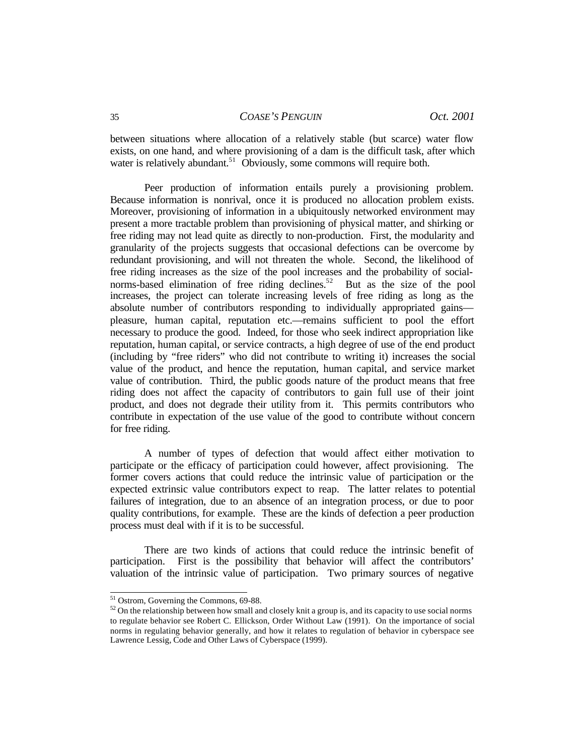between situations where allocation of a relatively stable (but scarce) water flow exists, on one hand, and where provisioning of a dam is the difficult task, after which water is relatively abundant.[51] Obviously, some commons will require both.

Peer production of information entails purely a provisioning problem. Because information is nonrival, once it is produced no allocation problem exists. Moreover, provisioning of information in a ubiquitously networked environment may present a more tractable problem than provisioning of physical matter, and shirking or free riding may not lead quite as directly to non-production. First, the modularity and granularity of the projects suggests that occasional defections can be overcome by redundant provisioning, and will not threaten the whole. Second, the likelihood of free riding increases as the size of the pool increases and the probability of social-norms-based elimination of free riding declines.[52] But as the size of the pool increases, the project can tolerate increasing levels of free riding as long as the absolute number of contributors responding to individually appropriated gains—pleasure, human capital, reputation etc.—remains sufficient to pool the effort necessary to produce the good. Indeed, for those who seek indirect appropriation like reputation, human capital, or service contracts, a high degree of use of the end product (including by "free riders" who did not contribute to writing it) increases the social value of the product, and hence the reputation, human capital, and service market value of contribution. Third, the public goods nature of the product means that free riding does not affect the capacity of contributors to gain full use of their joint product, and does not degrade their utility from it. This permits contributors who contribute in expectation of the use value of the good to contribute without concern for free riding.

A number of types of defection that would affect either motivation to participate or the efficacy of participation could however, affect provisioning. The former covers actions that could reduce the intrinsic value of participation or the expected extrinsic value contributors expect to reap. The latter relates to potential failures of integration, due to an absence of an integration process, or due to poor quality contributions, for example. These are the kinds of defection a peer production process must deal with if it is to be successful.

There are two kinds of actions that could reduce the intrinsic benefit of participation. First is the possibility that behavior will affect the contributors' valuation of the intrinsic value of participation. Two primary sources of negative

---

[51] Ostrom, Governing the Commons, 69-88.

[52] On the relationship between how small and closely knit a group is, and its capacity to use social norms to regulate behavior see Robert C. Ellickson, Order Without Law (1991). On the importance of social norms in regulating behavior generally, and how it relates to regulation of behavior in cyberspace see Lawrence Lessig, Code and Other Laws of Cyberspace (1999).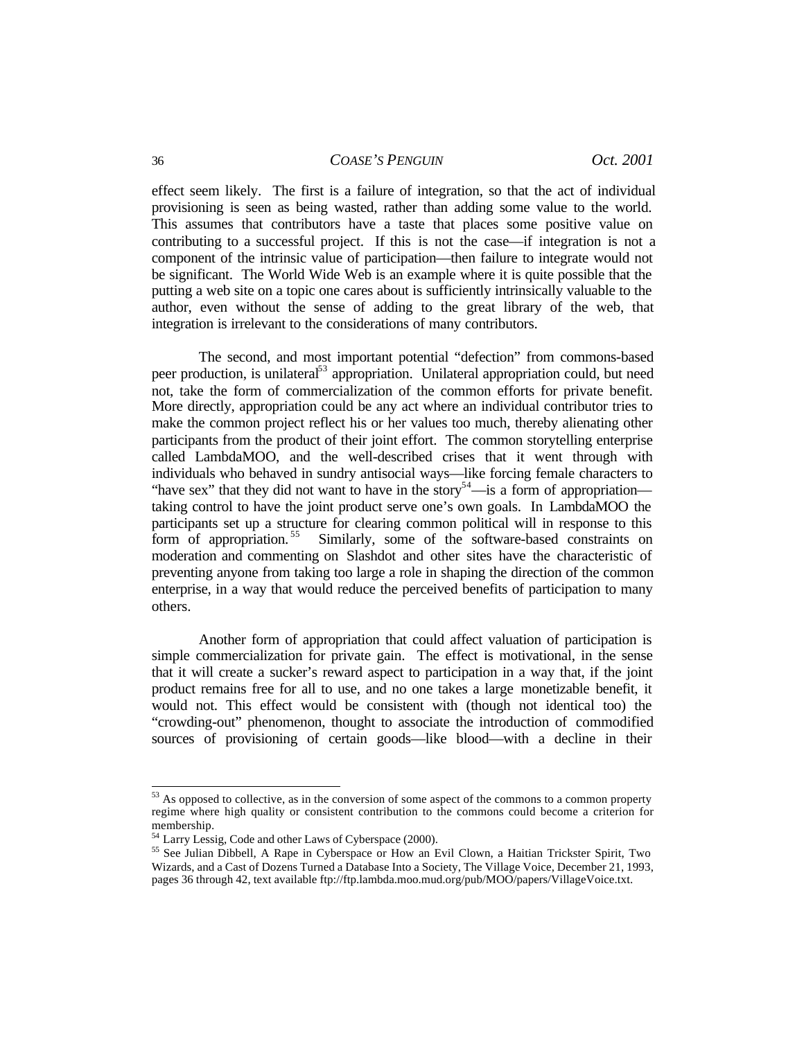effect seem likely. The first is a failure of integration, so that the act of individual provisioning is seen as being wasted, rather than adding some value to the world. This assumes that contributors have a taste that places some positive value on contributing to a successful project. If this is not the case—if integration is not a component of the intrinsic value of participation—then failure to integrate would not be significant. The World Wide Web is an example where it is quite possible that the putting a web site on a topic one cares about is sufficiently intrinsically valuable to the author, even without the sense of adding to the great library of the web, that integration is irrelevant to the considerations of many contributors.

The second, and most important potential "defection" from commons-based peer production, is unilateral[53] appropriation. Unilateral appropriation could, but need not, take the form of commercialization of the common efforts for private benefit. More directly, appropriation could be any act where an individual contributor tries to make the common project reflect his or her values too much, thereby alienating other participants from the product of their joint effort. The common storytelling enterprise called LambdaMOO, and the well-described crises that it went through with individuals who behaved in sundry antisocial ways—like forcing female characters to "have sex" that they did not want to have in the story[54]—is a form of appropriation—taking control to have the joint product serve one's own goals. In LambdaMOO the participants set up a structure for clearing common political will in response to this form of appropriation.[55] Similarly, some of the software-based constraints on moderation and commenting on Slashdot and other sites have the characteristic of preventing anyone from taking too large a role in shaping the direction of the common enterprise, in a way that would reduce the perceived benefits of participation to many others.

Another form of appropriation that could affect valuation of participation is simple commercialization for private gain. The effect is motivational, in the sense that it will create a sucker's reward aspect to participation in a way that, if the joint product remains free for all to use, and no one takes a large monetizable benefit, it would not. This effect would be consistent with (though not identical too) the "crowding-out" phenomenon, thought to associate the introduction of commodified sources of provisioning of certain goods—like blood—with a decline in their

---

[53] As opposed to collective, as in the conversion of some aspect of the commons to a common property regime where high quality or consistent contribution to the commons could become a criterion for membership.

[54] Larry Lessig, Code and other Laws of Cyberspace (2000).

[55] See Julian Dibbell, A Rape in Cyberspace or How an Evil Clown, a Haitian Trickster Spirit, Two Wizards, and a Cast of Dozens Turned a Database Into a Society, The Village Voice, December 21, 1993, pages 36 through 42, text available ftp://ftp.lambda.moo.mud.org/pub/MOO/papers/VillageVoice.txt.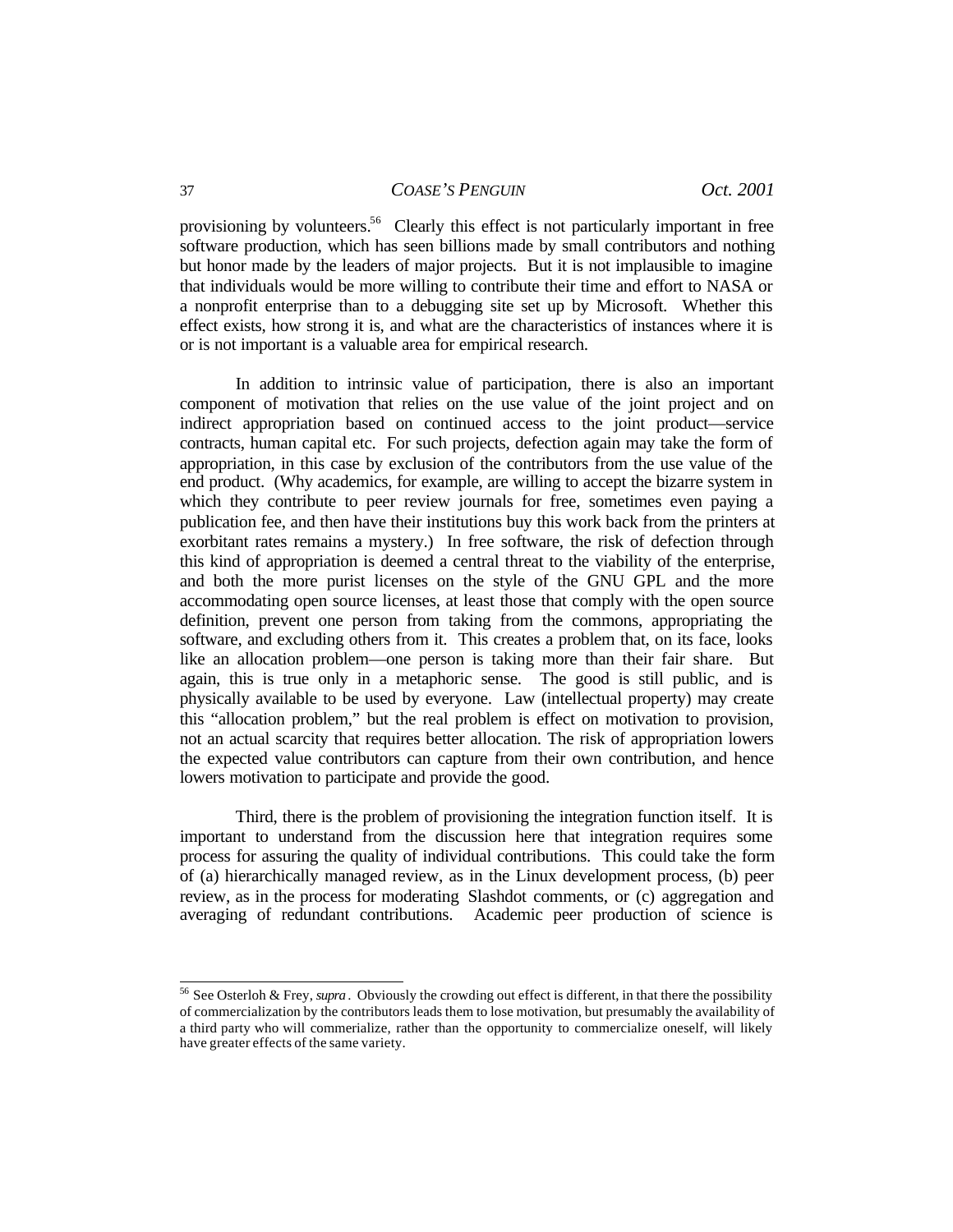provisioning by volunteers.[56] Clearly this effect is not particularly important in free software production, which has seen billions made by small contributors and nothing but honor made by the leaders of major projects. But it is not implausible to imagine that individuals would be more willing to contribute their time and effort to NASA or a nonprofit enterprise than to a debugging site set up by Microsoft. Whether this effect exists, how strong it is, and what are the characteristics of instances where it is or is not important is a valuable area for empirical research.

In addition to intrinsic value of participation, there is also an important component of motivation that relies on the use value of the joint project and on indirect appropriation based on continued access to the joint product—service contracts, human capital etc. For such projects, defection again may take the form of appropriation, in this case by exclusion of the contributors from the use value of the end product. (Why academics, for example, are willing to accept the bizarre system in which they contribute to peer review journals for free, sometimes even paying a publication fee, and then have their institutions buy this work back from the printers at exorbitant rates remains a mystery.) In free software, the risk of defection through this kind of appropriation is deemed a central threat to the viability of the enterprise, and both the more purist licenses on the style of the GNU GPL and the more accommodating open source licenses, at least those that comply with the open source definition, prevent one person from taking from the commons, appropriating the software, and excluding others from it. This creates a problem that, on its face, looks like an allocation problem—one person is taking more than their fair share. But again, this is true only in a metaphoric sense. The good is still public, and is physically available to be used by everyone. Law (intellectual property) may create this "allocation problem," but the real problem is effect on motivation to provision, not an actual scarcity that requires better allocation. The risk of appropriation lowers the expected value contributors can capture from their own contribution, and hence lowers motivation to participate and provide the good.

Third, there is the problem of provisioning the integration function itself. It is important to understand from the discussion here that integration requires some process for assuring the quality of individual contributions. This could take the form of (a) hierarchically managed review, as in the Linux development process, (b) peer review, as in the process for moderating Slashdot comments, or (c) aggregation and averaging of redundant contributions. Academic peer production of science is

---

[56] See Osterloh & Frey, *supra*. Obviously the crowding out effect is different, in that there the possibility of commercialization by the contributors leads them to lose motivation, but presumably the availability of a third party who will commerialize, rather than the opportunity to commercialize oneself, will likely have greater effects of the same variety.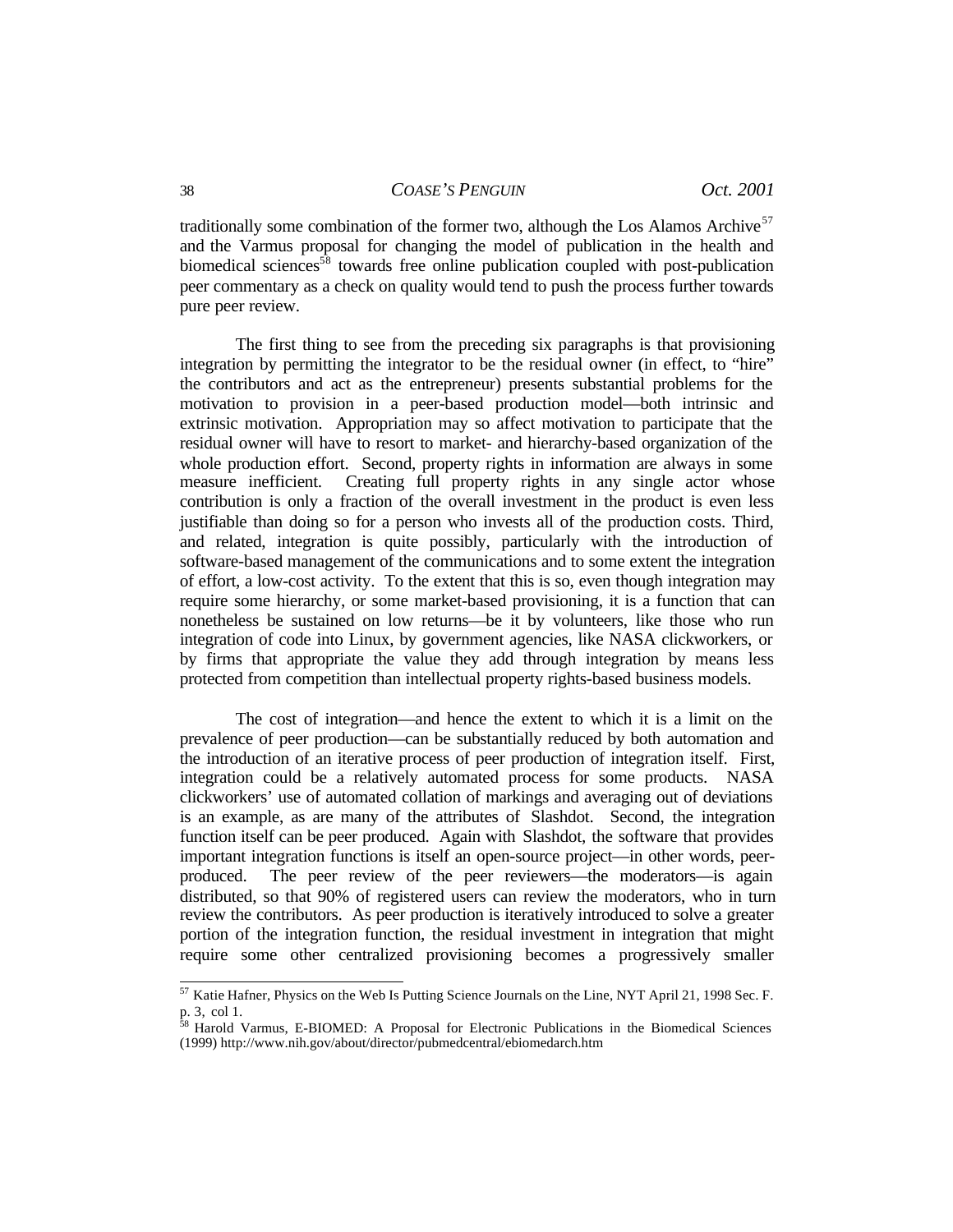traditionally some combination of the former two, although the Los Alamos Archive[57] and the Varmus proposal for changing the model of publication in the health and biomedical sciences[58] towards free online publication coupled with post-publication peer commentary as a check on quality would tend to push the process further towards pure peer review.

The first thing to see from the preceding six paragraphs is that provisioning integration by permitting the integrator to be the residual owner (in effect, to "hire" the contributors and act as the entrepreneur) presents substantial problems for the motivation to provision in a peer-based production model—both intrinsic and extrinsic motivation. Appropriation may so affect motivation to participate that the residual owner will have to resort to market- and hierarchy-based organization of the whole production effort. Second, property rights in information are always in some measure inefficient. Creating full property rights in any single actor whose contribution is only a fraction of the overall investment in the product is even less justifiable than doing so for a person who invests all of the production costs. Third, and related, integration is quite possibly, particularly with the introduction of software-based management of the communications and to some extent the integration of effort, a low-cost activity. To the extent that this is so, even though integration may require some hierarchy, or some market-based provisioning, it is a function that can nonetheless be sustained on low returns—be it by volunteers, like those who run integration of code into Linux, by government agencies, like NASA clickworkers, or by firms that appropriate the value they add through integration by means less protected from competition than intellectual property rights-based business models.

The cost of integration—and hence the extent to which it is a limit on the prevalence of peer production—can be substantially reduced by both automation and the introduction of an iterative process of peer production of integration itself. First, integration could be a relatively automated process for some products. NASA clickworkers' use of automated collation of markings and averaging out of deviations is an example, as are many of the attributes of Slashdot. Second, the integration function itself can be peer produced. Again with Slashdot, the software that provides important integration functions is itself an open-source project—in other words, peer-produced. The peer review of the peer reviewers—the moderators—is again distributed, so that 90% of registered users can review the moderators, who in turn review the contributors. As peer production is iteratively introduced to solve a greater portion of the integration function, the residual investment in integration that might require some other centralized provisioning becomes a progressively smaller

---

[57] Katie Hafner, Physics on the Web Is Putting Science Journals on the Line, NYT April 21, 1998 Sec. F. p. 3, col 1.

[58] Harold Varmus, E-BIOMED: A Proposal for Electronic Publications in the Biomedical Sciences (1999) http://www.nih.gov/about/director/pubmedcentral/ebiomedarch.htm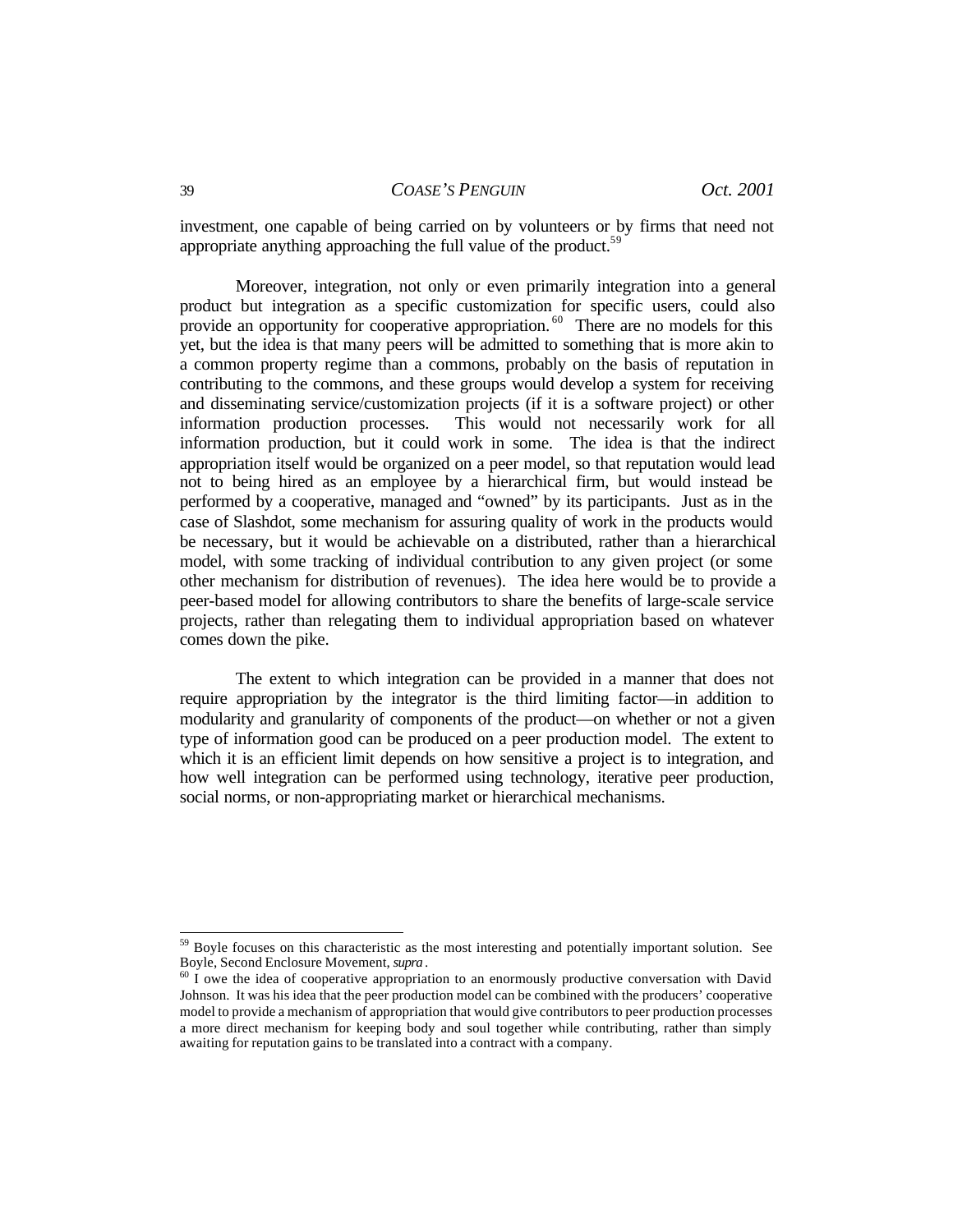investment, one capable of being carried on by volunteers or by firms that need not appropriate anything approaching the full value of the product.[59]

Moreover, integration, not only or even primarily integration into a general product but integration as a specific customization for specific users, could also provide an opportunity for cooperative appropriation.[60] There are no models for this yet, but the idea is that many peers will be admitted to something that is more akin to a common property regime than a commons, probably on the basis of reputation in contributing to the commons, and these groups would develop a system for receiving and disseminating service/customization projects (if it is a software project) or other information production processes. This would not necessarily work for all information production, but it could work in some. The idea is that the indirect appropriation itself would be organized on a peer model, so that reputation would lead not to being hired as an employee by a hierarchical firm, but would instead be performed by a cooperative, managed and "owned" by its participants. Just as in the case of Slashdot, some mechanism for assuring quality of work in the products would be necessary, but it would be achievable on a distributed, rather than a hierarchical model, with some tracking of individual contribution to any given project (or some other mechanism for distribution of revenues). The idea here would be to provide a peer-based model for allowing contributors to share the benefits of large-scale service projects, rather than relegating them to individual appropriation based on whatever comes down the pike.

The extent to which integration can be provided in a manner that does not require appropriation by the integrator is the third limiting factor—in addition to modularity and granularity of components of the product—on whether or not a given type of information good can be produced on a peer production model. The extent to which it is an efficient limit depends on how sensitive a project is to integration, and how well integration can be performed using technology, iterative peer production, social norms, or non-appropriating market or hierarchical mechanisms.

---

[59] Boyle focuses on this characteristic as the most interesting and potentially important solution. See Boyle, Second Enclosure Movement, *supra*.

[60] I owe the idea of cooperative appropriation to an enormously productive conversation with David Johnson. It was his idea that the peer production model can be combined with the producers' cooperative model to provide a mechanism of appropriation that would give contributors to peer production processes a more direct mechanism for keeping body and soul together while contributing, rather than simply awaiting for reputation gains to be translated into a contract with a company.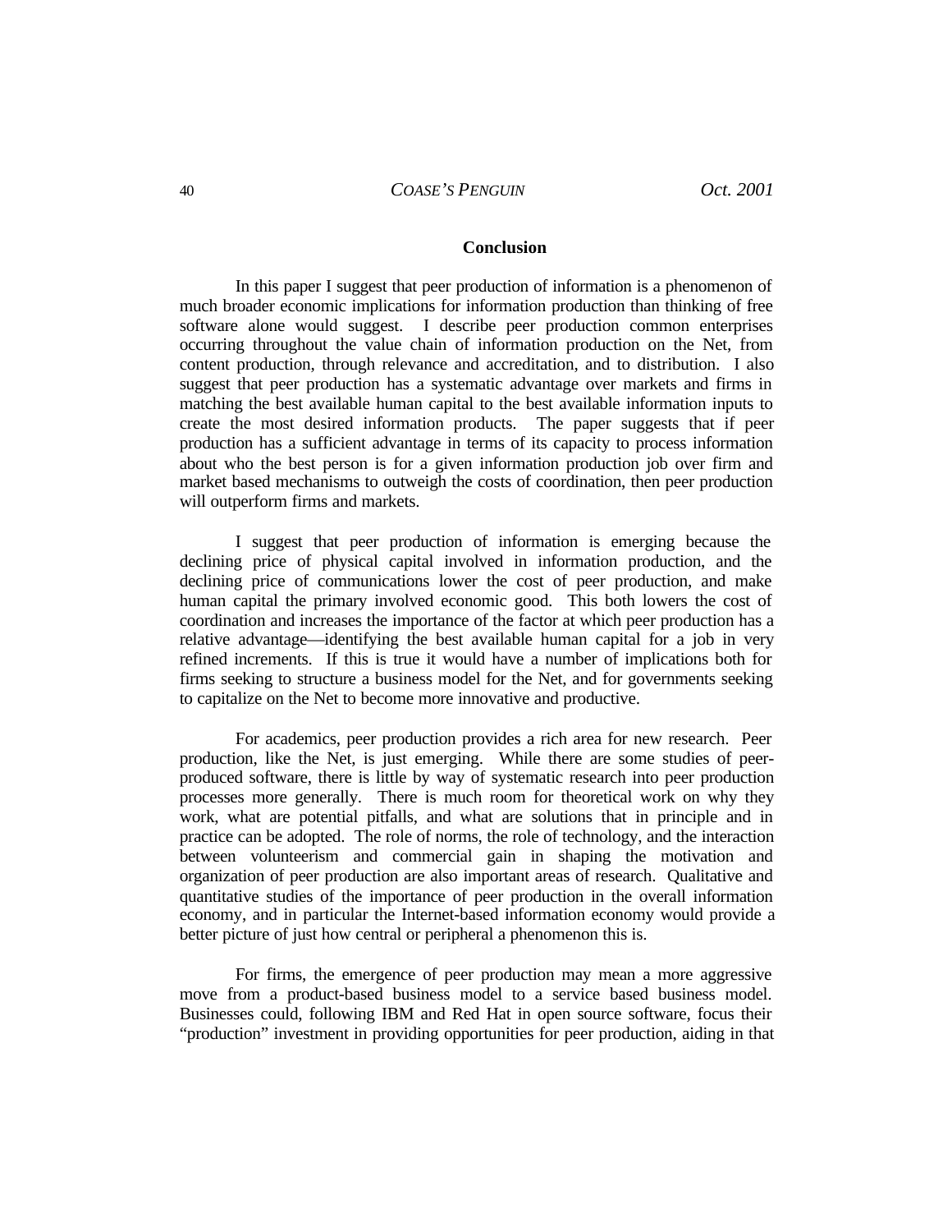## Conclusion

In this paper I suggest that peer production of information is a phenomenon of much broader economic implications for information production than thinking of free software alone would suggest. I describe peer production common enterprises occurring throughout the value chain of information production on the Net, from content production, through relevance and accreditation, and to distribution. I also suggest that peer production has a systematic advantage over markets and firms in matching the best available human capital to the best available information inputs to create the most desired information products. The paper suggests that if peer production has a sufficient advantage in terms of its capacity to process information about who the best person is for a given information production job over firm and market based mechanisms to outweigh the costs of coordination, then peer production will outperform firms and markets.

I suggest that peer production of information is emerging because the declining price of physical capital involved in information production, and the declining price of communications lower the cost of peer production, and make human capital the primary involved economic good. This both lowers the cost of coordination and increases the importance of the factor at which peer production has a relative advantage—identifying the best available human capital for a job in very refined increments. If this is true it would have a number of implications both for firms seeking to structure a business model for the Net, and for governments seeking to capitalize on the Net to become more innovative and productive.

For academics, peer production provides a rich area for new research. Peer production, like the Net, is just emerging. While there are some studies of peer-produced software, there is little by way of systematic research into peer production processes more generally. There is much room for theoretical work on why they work, what are potential pitfalls, and what are solutions that in principle and in practice can be adopted. The role of norms, the role of technology, and the interaction between volunteerism and commercial gain in shaping the motivation and organization of peer production are also important areas of research. Qualitative and quantitative studies of the importance of peer production in the overall information economy, and in particular the Internet-based information economy would provide a better picture of just how central or peripheral a phenomenon this is.

For firms, the emergence of peer production may mean a more aggressive move from a product-based business model to a service based business model. Businesses could, following IBM and Red Hat in open source software, focus their "production" investment in providing opportunities for peer production, aiding in that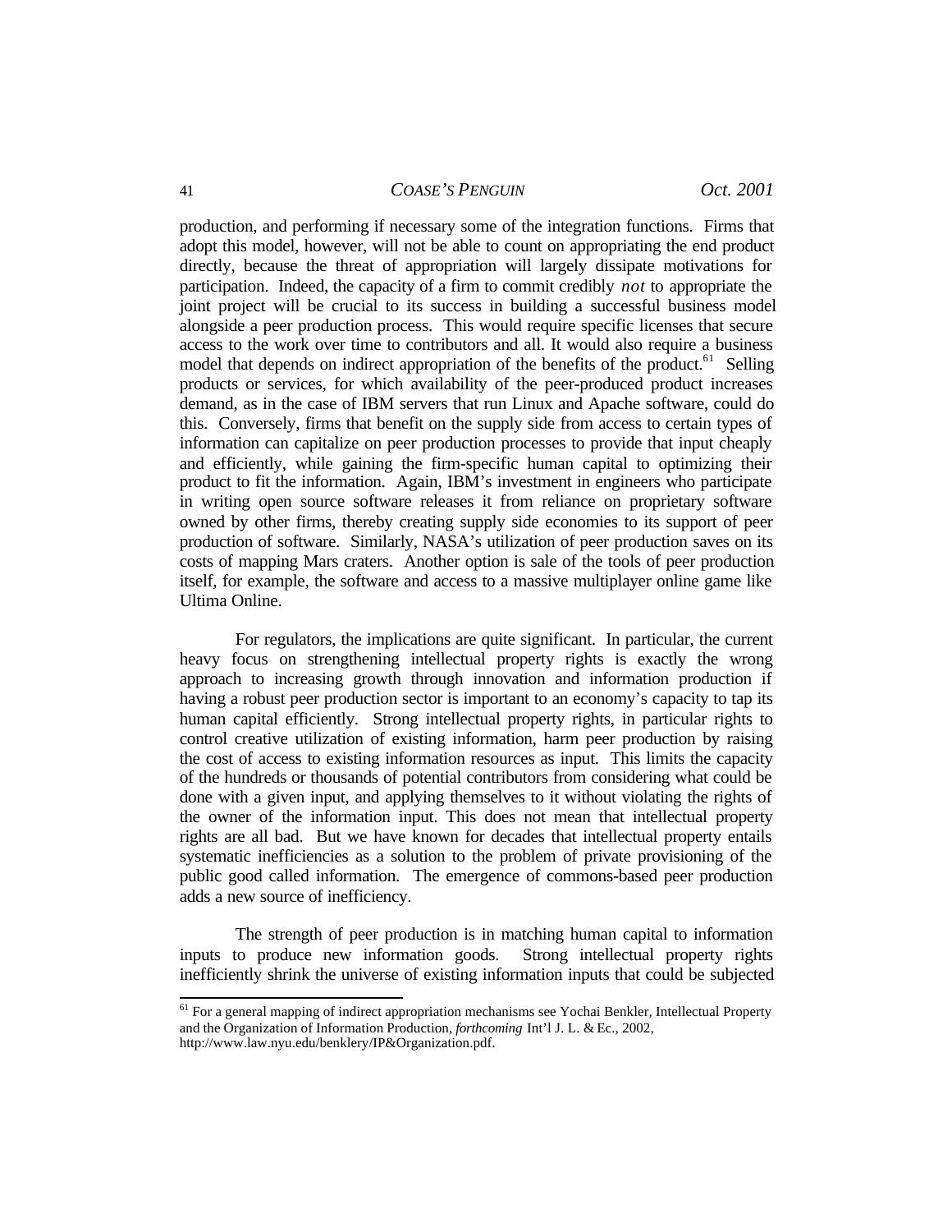production, and performing if necessary some of the integration functions. Firms that adopt this model, however, will not be able to count on appropriating the end product directly, because the threat of appropriation will largely dissipate motivations for participation. Indeed, the capacity of a firm to commit credibly *not* to appropriate the joint project will be crucial to its success in building a successful business model alongside a peer production process. This would require specific licenses that secure access to the work over time to contributors and all. It would also require a business model that depends on indirect appropriation of the benefits of the product.[61] Selling products or services, for which availability of the peer-produced product increases demand, as in the case of IBM servers that run Linux and Apache software, could do this. Conversely, firms that benefit on the supply side from access to certain types of information can capitalize on peer production processes to provide that input cheaply and efficiently, while gaining the firm-specific human capital to optimizing their product to fit the information. Again, IBM's investment in engineers who participate in writing open source software releases it from reliance on proprietary software owned by other firms, thereby creating supply side economies to its support of peer production of software. Similarly, NASA's utilization of peer production saves on its costs of mapping Mars craters. Another option is sale of the tools of peer production itself, for example, the software and access to a massive multiplayer online game like Ultima Online.

For regulators, the implications are quite significant. In particular, the current heavy focus on strengthening intellectual property rights is exactly the wrong approach to increasing growth through innovation and information production if having a robust peer production sector is important to an economy's capacity to tap its human capital efficiently. Strong intellectual property rights, in particular rights to control creative utilization of existing information, harm peer production by raising the cost of access to existing information resources as input. This limits the capacity of the hundreds or thousands of potential contributors from considering what could be done with a given input, and applying themselves to it without violating the rights of the owner of the information input. This does not mean that intellectual property rights are all bad. But we have known for decades that intellectual property entails systematic inefficiencies as a solution to the problem of private provisioning of the public good called information. The emergence of commons-based peer production adds a new source of inefficiency.

The strength of peer production is in matching human capital to information inputs to produce new information goods. Strong intellectual property rights inefficiently shrink the universe of existing information inputs that could be subjected

[61] For a general mapping of indirect appropriation mechanisms see Yochai Benkler, Intellectual Property and the Organization of Information Production, *forthcoming* Int'l J. L. & Ec., 2002, http://www.law.nyu.edu/benklery/IP&Organization.pdf.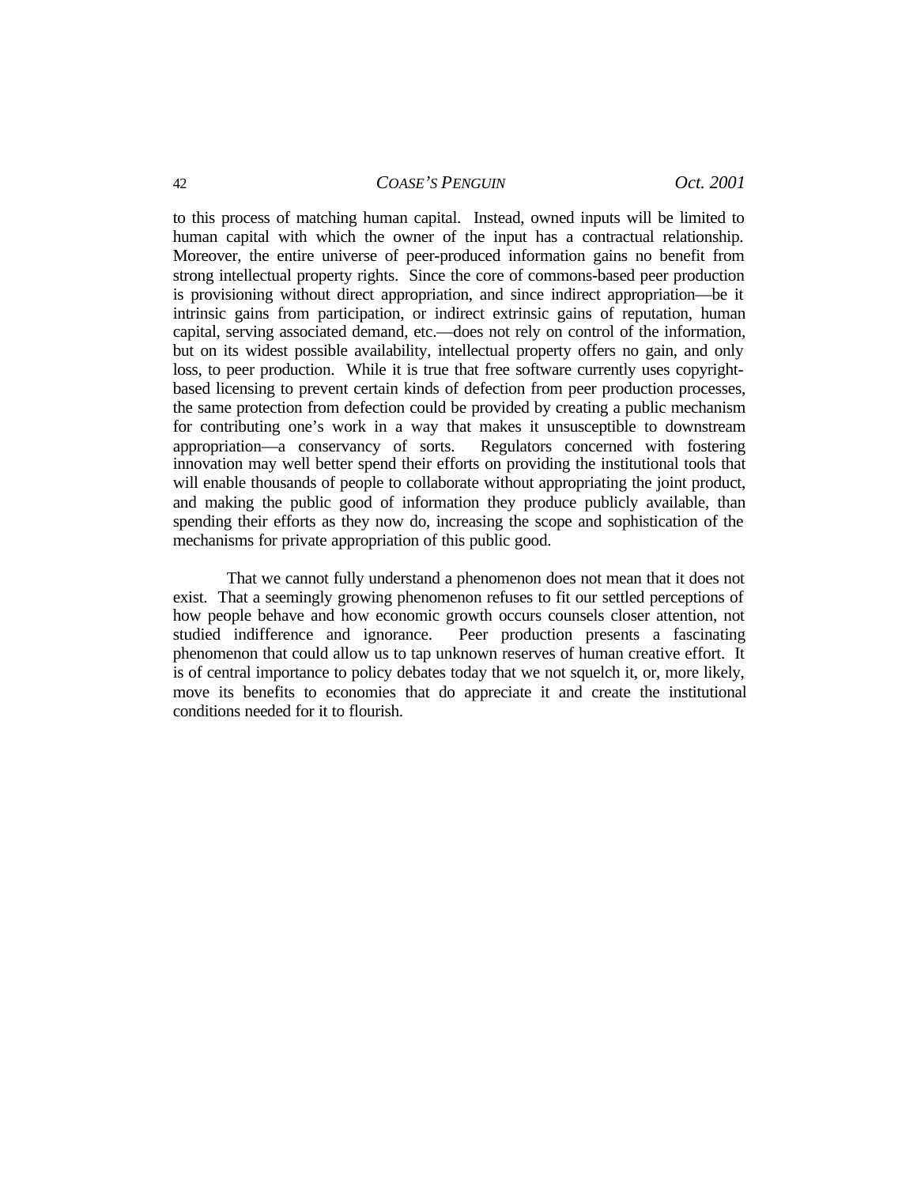to this process of matching human capital. Instead, owned inputs will be limited to human capital with which the owner of the input has a contractual relationship. Moreover, the entire universe of peer-produced information gains no benefit from strong intellectual property rights. Since the core of commons-based peer production is provisioning without direct appropriation, and since indirect appropriation—be it intrinsic gains from participation, or indirect extrinsic gains of reputation, human capital, serving associated demand, etc.—does not rely on control of the information, but on its widest possible availability, intellectual property offers no gain, and only loss, to peer production. While it is true that free software currently uses copyright-based licensing to prevent certain kinds of defection from peer production processes, the same protection from defection could be provided by creating a public mechanism for contributing one's work in a way that makes it unsusceptible to downstream appropriation—a conservancy of sorts. Regulators concerned with fostering innovation may well better spend their efforts on providing the institutional tools that will enable thousands of people to collaborate without appropriating the joint product, and making the public good of information they produce publicly available, than spending their efforts as they now do, increasing the scope and sophistication of the mechanisms for private appropriation of this public good.

That we cannot fully understand a phenomenon does not mean that it does not exist. That a seemingly growing phenomenon refuses to fit our settled perceptions of how people behave and how economic growth occurs counsels closer attention, not studied indifference and ignorance. Peer production presents a fascinating phenomenon that could allow us to tap unknown reserves of human creative effort. It is of central importance to policy debates today that we not squelch it, or, more likely, move its benefits to economies that do appreciate it and create the institutional conditions needed for it to flourish.